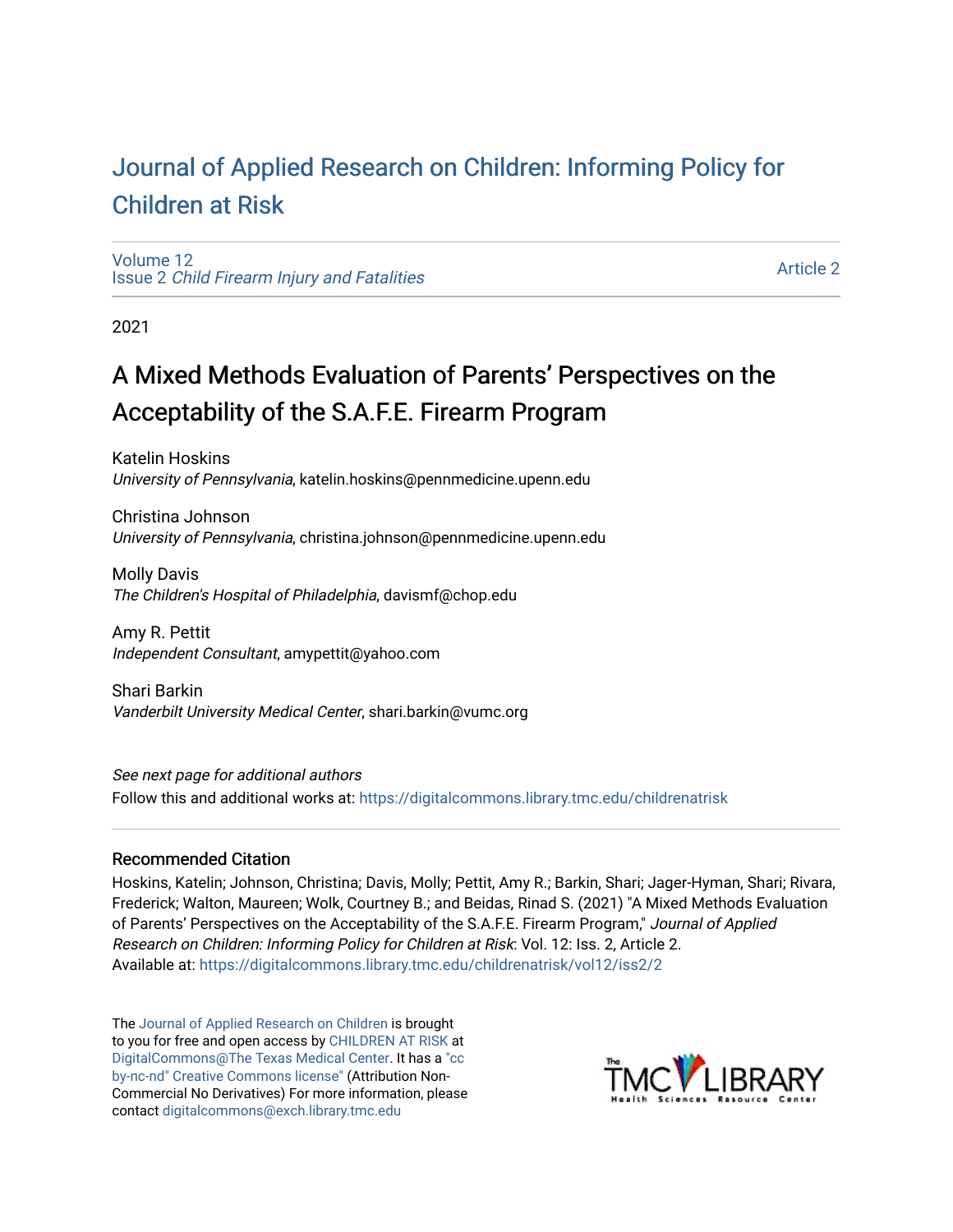# Journal of Applied Research on Children: Informing Policy for Children at Risk

Volume 12
Issue 2 *Child Firearm Injury and Fatalities*

Article 2

2021

## A Mixed Methods Evaluation of Parents' Perspectives on the Acceptability of the S.A.F.E. Firearm Program

Katelin Hoskins
*University of Pennsylvania*, katelin.hoskins@pennmedicine.upenn.edu

Christina Johnson
*University of Pennsylvania*, christina.johnson@pennmedicine.upenn.edu

Molly Davis
*The Children's Hospital of Philadelphia*, davismf@chop.edu

Amy R. Pettit
*Independent Consultant*, amypettit@yahoo.com

Shari Barkin
*Vanderbilt University Medical Center*, shari.barkin@vumc.org

*See next page for additional authors*

Follow this and additional works at: https://digitalcommons.library.tmc.edu/childrenatrisk

### Recommended Citation

Hoskins, Katelin; Johnson, Christina; Davis, Molly; Pettit, Amy R.; Barkin, Shari; Jager-Hyman, Shari; Rivara, Frederick; Walton, Maureen; Wolk, Courtney B.; and Beidas, Rinad S. (2021) "A Mixed Methods Evaluation of Parents' Perspectives on the Acceptability of the S.A.F.E. Firearm Program," *Journal of Applied Research on Children: Informing Policy for Children at Risk*: Vol. 12: Iss. 2, Article 2.
Available at: https://digitalcommons.library.tmc.edu/childrenatrisk/vol12/iss2/2

The Journal of Applied Research on Children is brought to you for free and open access by CHILDREN AT RISK at DigitalCommons@The Texas Medical Center. It has a "cc by-nc-nd" Creative Commons license" (Attribution Non-Commercial No Derivatives) For more information, please contact digitalcommons@exch.library.tmc.edu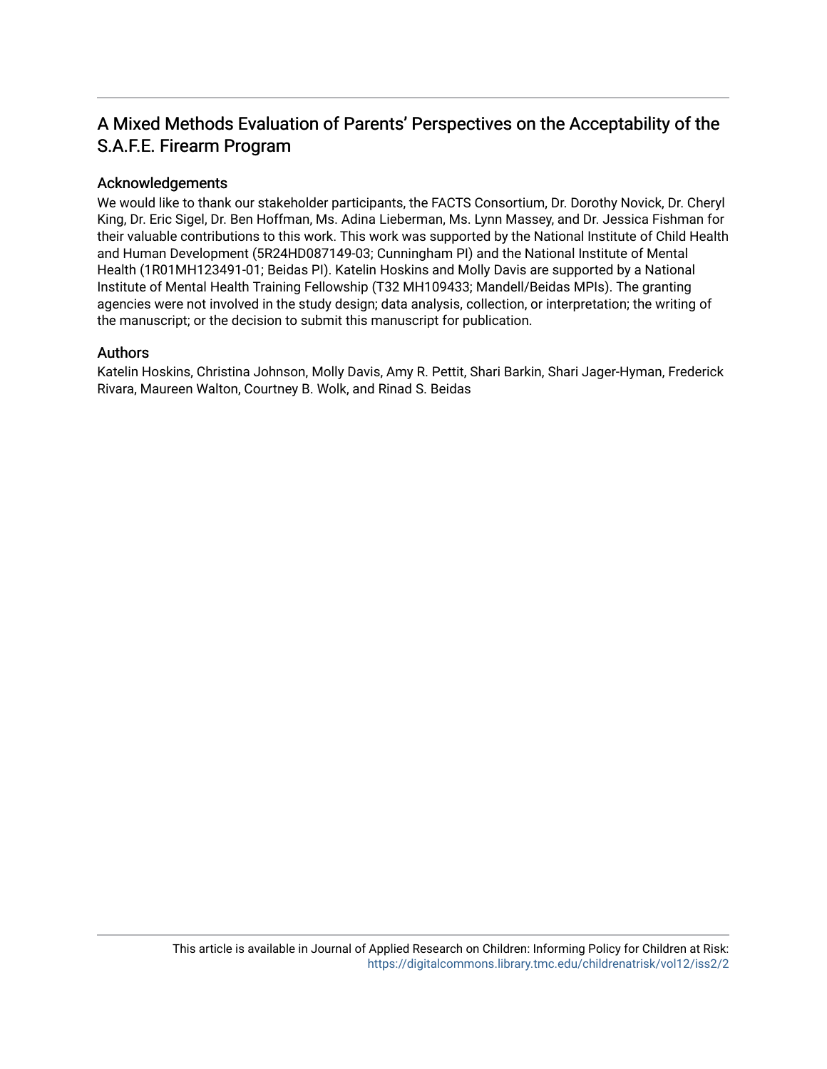# A Mixed Methods Evaluation of Parents' Perspectives on the Acceptability of the S.A.F.E. Firearm Program

## Acknowledgements

We would like to thank our stakeholder participants, the FACTS Consortium, Dr. Dorothy Novick, Dr. Cheryl King, Dr. Eric Sigel, Dr. Ben Hoffman, Ms. Adina Lieberman, Ms. Lynn Massey, and Dr. Jessica Fishman for their valuable contributions to this work. This work was supported by the National Institute of Child Health and Human Development (5R24HD087149-03; Cunningham PI) and the National Institute of Mental Health (1R01MH123491-01; Beidas PI). Katelin Hoskins and Molly Davis are supported by a National Institute of Mental Health Training Fellowship (T32 MH109433; Mandell/Beidas MPIs). The granting agencies were not involved in the study design; data analysis, collection, or interpretation; the writing of the manuscript; or the decision to submit this manuscript for publication.

## Authors

Katelin Hoskins, Christina Johnson, Molly Davis, Amy R. Pettit, Shari Barkin, Shari Jager-Hyman, Frederick Rivara, Maureen Walton, Courtney B. Wolk, and Rinad S. Beidas

This article is available in Journal of Applied Research on Children: Informing Policy for Children at Risk: https://digitalcommons.library.tmc.edu/childrenatrisk/vol12/iss2/2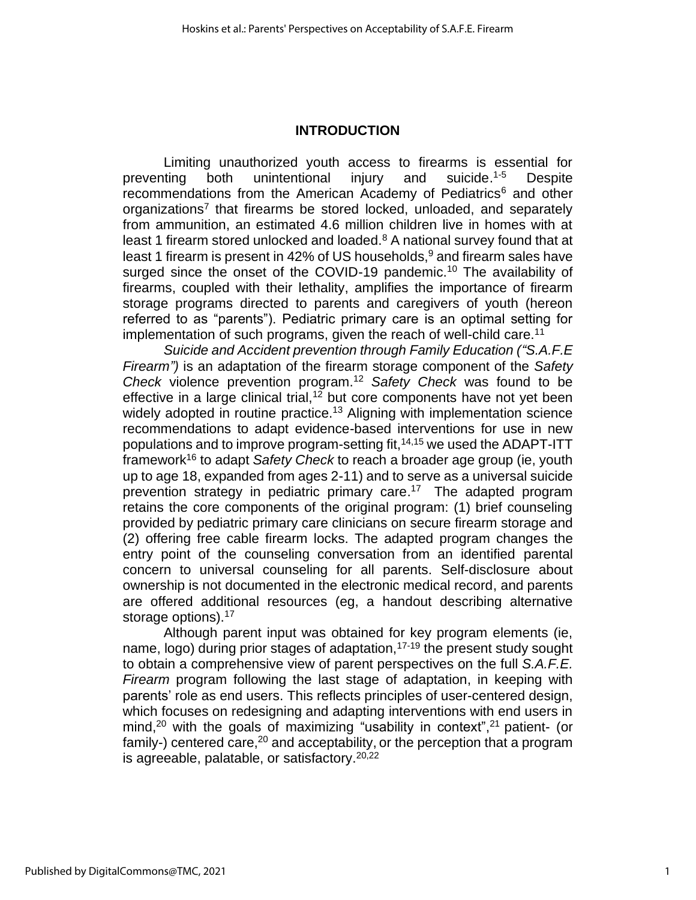## INTRODUCTION

Limiting unauthorized youth access to firearms is essential for preventing both unintentional injury and suicide.[1-5] Despite recommendations from the American Academy of Pediatrics[6] and other organizations[7] that firearms be stored locked, unloaded, and separately from ammunition, an estimated 4.6 million children live in homes with at least 1 firearm stored unlocked and loaded.[8] A national survey found that at least 1 firearm is present in 42% of US households,[9] and firearm sales have surged since the onset of the COVID-19 pandemic.[10] The availability of firearms, coupled with their lethality, amplifies the importance of firearm storage programs directed to parents and caregivers of youth (hereon referred to as "parents"). Pediatric primary care is an optimal setting for implementation of such programs, given the reach of well-child care.[11]

*Suicide and Accident prevention through Family Education ("S.A.F.E Firearm")* is an adaptation of the firearm storage component of the *Safety Check* violence prevention program.[12] *Safety Check* was found to be effective in a large clinical trial,[12] but core components have not yet been widely adopted in routine practice.[13] Aligning with implementation science recommendations to adapt evidence-based interventions for use in new populations and to improve program-setting fit,[14,15] we used the ADAPT-ITT framework[16] to adapt *Safety Check* to reach a broader age group (ie, youth up to age 18, expanded from ages 2-11) and to serve as a universal suicide prevention strategy in pediatric primary care.[17] The adapted program retains the core components of the original program: (1) brief counseling provided by pediatric primary care clinicians on secure firearm storage and (2) offering free cable firearm locks. The adapted program changes the entry point of the counseling conversation from an identified parental concern to universal counseling for all parents. Self-disclosure about ownership is not documented in the electronic medical record, and parents are offered additional resources (eg, a handout describing alternative storage options).[17]

Although parent input was obtained for key program elements (ie, name, logo) during prior stages of adaptation,[17-19] the present study sought to obtain a comprehensive view of parent perspectives on the full *S.A.F.E. Firearm* program following the last stage of adaptation, in keeping with parents' role as end users. This reflects principles of user-centered design, which focuses on redesigning and adapting interventions with end users in mind,[20] with the goals of maximizing "usability in context",[21] patient- (or family-) centered care,[20] and acceptability, or the perception that a program is agreeable, palatable, or satisfactory.[20,22]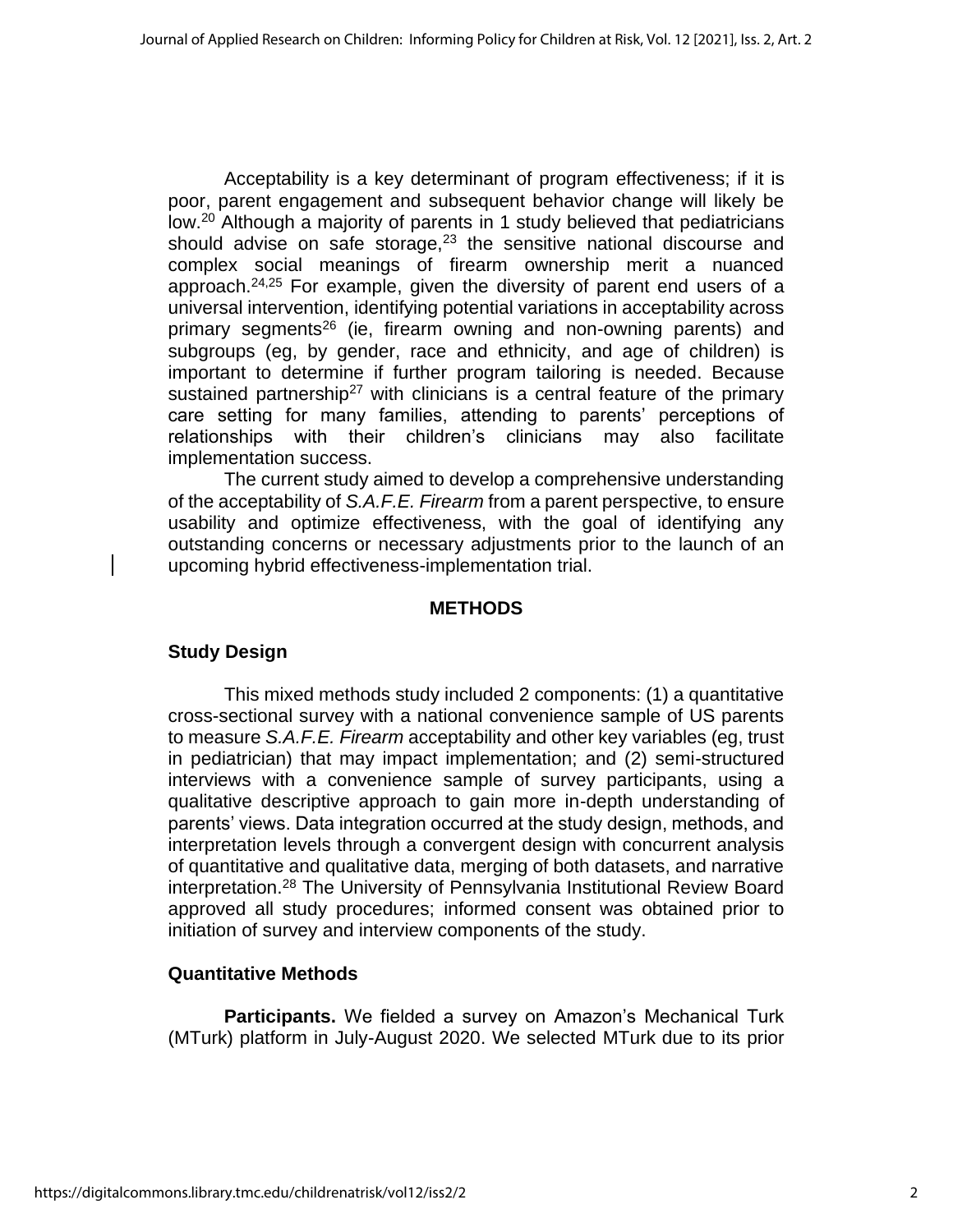Acceptability is a key determinant of program effectiveness; if it is poor, parent engagement and subsequent behavior change will likely be low.[20] Although a majority of parents in 1 study believed that pediatricians should advise on safe storage,[23] the sensitive national discourse and complex social meanings of firearm ownership merit a nuanced approach.[24,25] For example, given the diversity of parent end users of a universal intervention, identifying potential variations in acceptability across primary segments[26] (ie, firearm owning and non-owning parents) and subgroups (eg, by gender, race and ethnicity, and age of children) is important to determine if further program tailoring is needed. Because sustained partnership[27] with clinicians is a central feature of the primary care setting for many families, attending to parents' perceptions of relationships with their children's clinicians may also facilitate implementation success.

The current study aimed to develop a comprehensive understanding of the acceptability of *S.A.F.E. Firearm* from a parent perspective, to ensure usability and optimize effectiveness, with the goal of identifying any outstanding concerns or necessary adjustments prior to the launch of an upcoming hybrid effectiveness-implementation trial.

## METHODS

### Study Design

This mixed methods study included 2 components: (1) a quantitative cross-sectional survey with a national convenience sample of US parents to measure *S.A.F.E. Firearm* acceptability and other key variables (eg, trust in pediatrician) that may impact implementation; and (2) semi-structured interviews with a convenience sample of survey participants, using a qualitative descriptive approach to gain more in-depth understanding of parents' views. Data integration occurred at the study design, methods, and interpretation levels through a convergent design with concurrent analysis of quantitative and qualitative data, merging of both datasets, and narrative interpretation.[28] The University of Pennsylvania Institutional Review Board approved all study procedures; informed consent was obtained prior to initiation of survey and interview components of the study.

### Quantitative Methods

**Participants.** We fielded a survey on Amazon's Mechanical Turk (MTurk) platform in July-August 2020. We selected MTurk due to its prior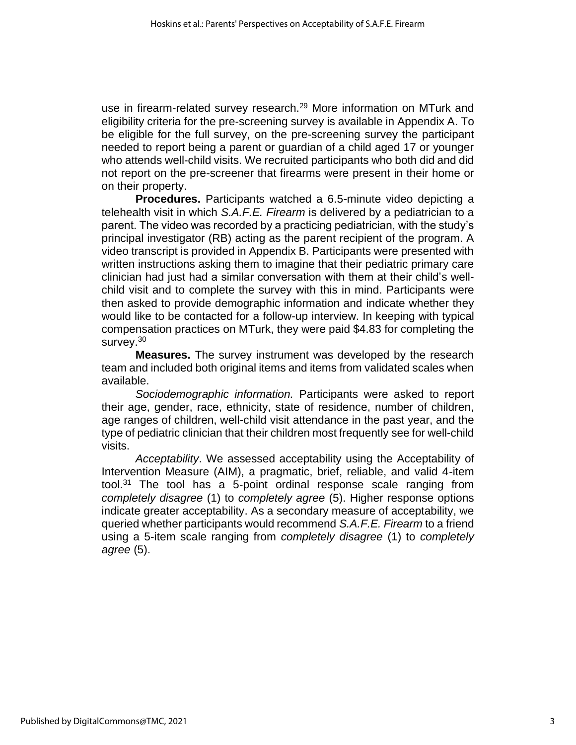use in firearm-related survey research.[29] More information on MTurk and eligibility criteria for the pre-screening survey is available in Appendix A. To be eligible for the full survey, on the pre-screening survey the participant needed to report being a parent or guardian of a child aged 17 or younger who attends well-child visits. We recruited participants who both did and did not report on the pre-screener that firearms were present in their home or on their property.

**Procedures.** Participants watched a 6.5-minute video depicting a telehealth visit in which *S.A.F.E. Firearm* is delivered by a pediatrician to a parent. The video was recorded by a practicing pediatrician, with the study's principal investigator (RB) acting as the parent recipient of the program. A video transcript is provided in Appendix B. Participants were presented with written instructions asking them to imagine that their pediatric primary care clinician had just had a similar conversation with them at their child's well-child visit and to complete the survey with this in mind. Participants were then asked to provide demographic information and indicate whether they would like to be contacted for a follow-up interview. In keeping with typical compensation practices on MTurk, they were paid $4.83 for completing the survey.[30]

**Measures.** The survey instrument was developed by the research team and included both original items and items from validated scales when available.

*Sociodemographic information.* Participants were asked to report their age, gender, race, ethnicity, state of residence, number of children, age ranges of children, well-child visit attendance in the past year, and the type of pediatric clinician that their children most frequently see for well-child visits.

*Acceptability*. We assessed acceptability using the Acceptability of Intervention Measure (AIM), a pragmatic, brief, reliable, and valid 4-item tool.[31] The tool has a 5-point ordinal response scale ranging from *completely disagree* (1) to *completely agree* (5). Higher response options indicate greater acceptability. As a secondary measure of acceptability, we queried whether participants would recommend *S.A.F.E. Firearm* to a friend using a 5-item scale ranging from *completely disagree* (1) to *completely agree* (5).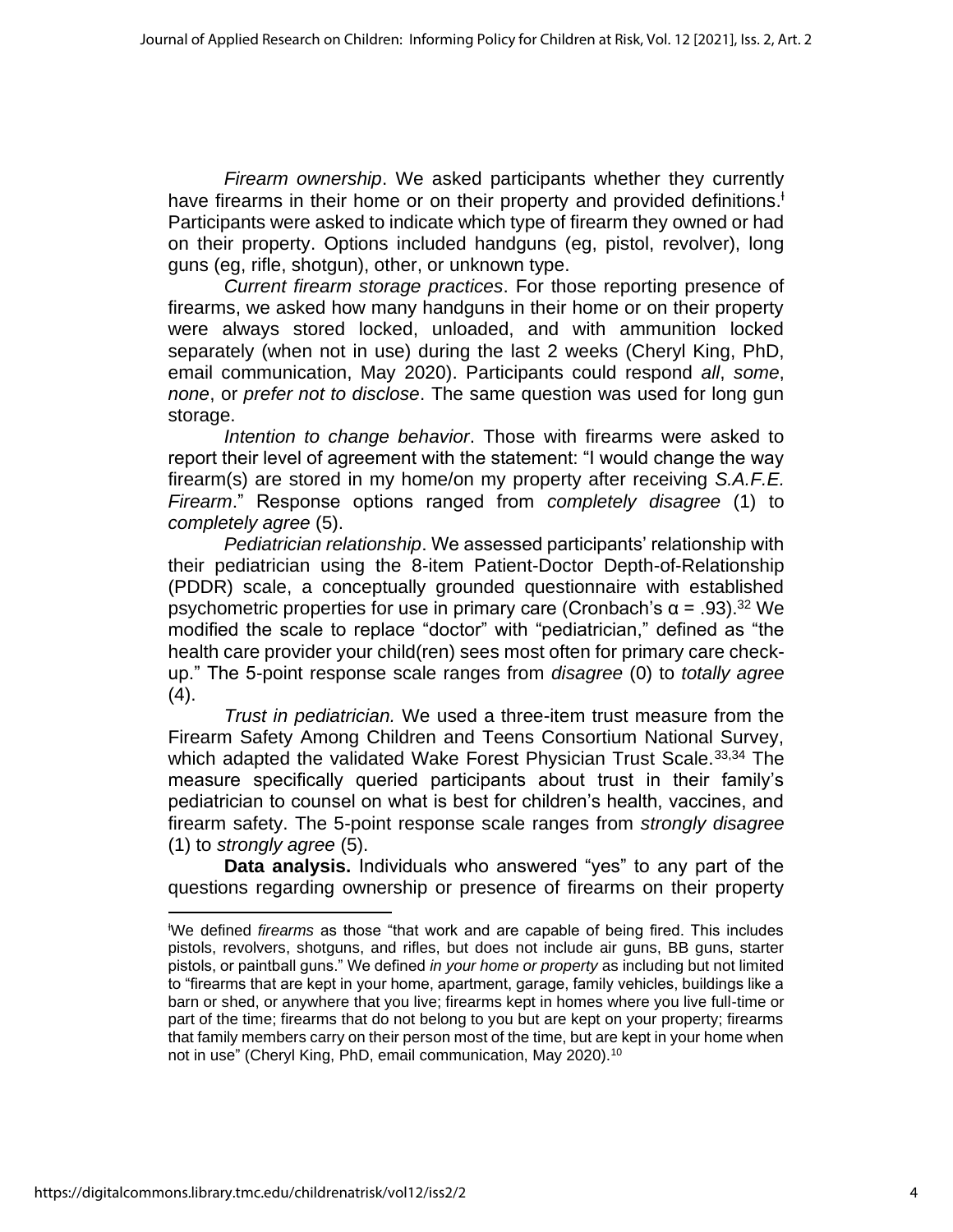*Firearm ownership*. We asked participants whether they currently have firearms in their home or on their property and provided definitions.[ƚ] Participants were asked to indicate which type of firearm they owned or had on their property. Options included handguns (eg, pistol, revolver), long guns (eg, rifle, shotgun), other, or unknown type.

*Current firearm storage practices*. For those reporting presence of firearms, we asked how many handguns in their home or on their property were always stored locked, unloaded, and with ammunition locked separately (when not in use) during the last 2 weeks (Cheryl King, PhD, email communication, May 2020). Participants could respond *all*, *some*, *none*, or *prefer not to disclose*. The same question was used for long gun storage.

*Intention to change behavior*. Those with firearms were asked to report their level of agreement with the statement: "I would change the way firearm(s) are stored in my home/on my property after receiving *S.A.F.E. Firearm*." Response options ranged from *completely disagree* (1) to *completely agree* (5).

*Pediatrician relationship*. We assessed participants' relationship with their pediatrician using the 8-item Patient-Doctor Depth-of-Relationship (PDDR) scale, a conceptually grounded questionnaire with established psychometric properties for use in primary care (Cronbach's $\alpha = .93$).[32] We modified the scale to replace "doctor" with "pediatrician," defined as "the health care provider your child(ren) sees most often for primary care check-up." The 5-point response scale ranges from *disagree* (0) to *totally agree* (4).

*Trust in pediatrician.* We used a three-item trust measure from the Firearm Safety Among Children and Teens Consortium National Survey, which adapted the validated Wake Forest Physician Trust Scale.[33,34] The measure specifically queried participants about trust in their family's pediatrician to counsel on what is best for children's health, vaccines, and firearm safety. The 5-point response scale ranges from *strongly disagree* (1) to *strongly agree* (5).

**Data analysis.** Individuals who answered "yes" to any part of the questions regarding ownership or presence of firearms on their property

---

[ƚ]We defined *firearms* as those "that work and are capable of being fired. This includes pistols, revolvers, shotguns, and rifles, but does not include air guns, BB guns, starter pistols, or paintball guns." We defined *in your home or property* as including but not limited to "firearms that are kept in your home, apartment, garage, family vehicles, buildings like a barn or shed, or anywhere that you live; firearms kept in homes where you live full-time or part of the time; firearms that do not belong to you but are kept on your property; firearms that family members carry on their person most of the time, but are kept in your home when not in use" (Cheryl King, PhD, email communication, May 2020).[10]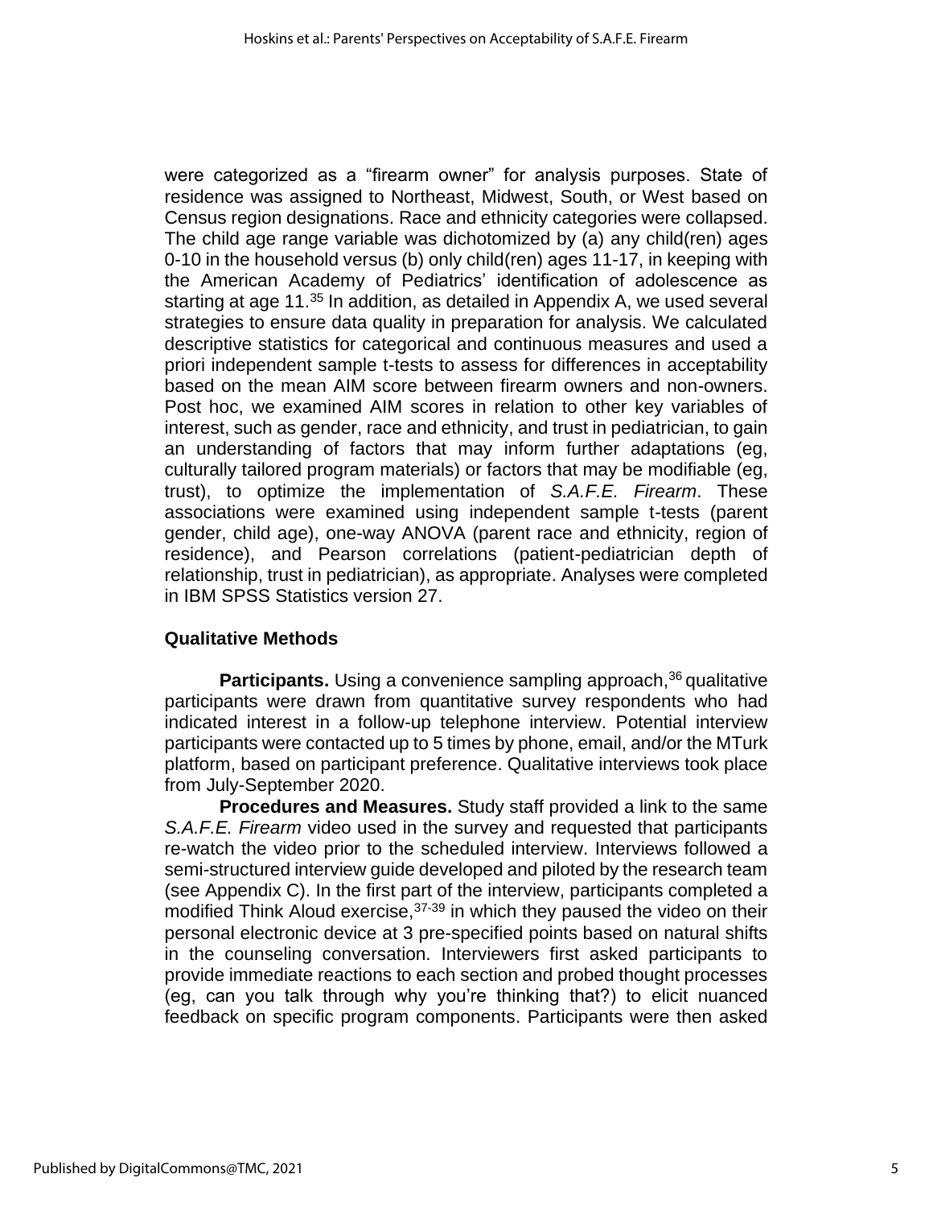were categorized as a "firearm owner" for analysis purposes. State of residence was assigned to Northeast, Midwest, South, or West based on Census region designations. Race and ethnicity categories were collapsed. The child age range variable was dichotomized by (a) any child(ren) ages 0-10 in the household versus (b) only child(ren) ages 11-17, in keeping with the American Academy of Pediatrics' identification of adolescence as starting at age 11.[35] In addition, as detailed in Appendix A, we used several strategies to ensure data quality in preparation for analysis. We calculated descriptive statistics for categorical and continuous measures and used a priori independent sample t-tests to assess for differences in acceptability based on the mean AIM score between firearm owners and non-owners. Post hoc, we examined AIM scores in relation to other key variables of interest, such as gender, race and ethnicity, and trust in pediatrician, to gain an understanding of factors that may inform further adaptations (eg, culturally tailored program materials) or factors that may be modifiable (eg, trust), to optimize the implementation of *S.A.F.E. Firearm*. These associations were examined using independent sample t-tests (parent gender, child age), one-way ANOVA (parent race and ethnicity, region of residence), and Pearson correlations (patient-pediatrician depth of relationship, trust in pediatrician), as appropriate. Analyses were completed in IBM SPSS Statistics version 27.

### Qualitative Methods

**Participants.** Using a convenience sampling approach,[36] qualitative participants were drawn from quantitative survey respondents who had indicated interest in a follow-up telephone interview. Potential interview participants were contacted up to 5 times by phone, email, and/or the MTurk platform, based on participant preference. Qualitative interviews took place from July-September 2020.

**Procedures and Measures.** Study staff provided a link to the same *S.A.F.E. Firearm* video used in the survey and requested that participants re-watch the video prior to the scheduled interview. Interviews followed a semi-structured interview guide developed and piloted by the research team (see Appendix C). In the first part of the interview, participants completed a modified Think Aloud exercise,[37-39] in which they paused the video on their personal electronic device at 3 pre-specified points based on natural shifts in the counseling conversation. Interviewers first asked participants to provide immediate reactions to each section and probed thought processes (eg, can you talk through why you're thinking that?) to elicit nuanced feedback on specific program components. Participants were then asked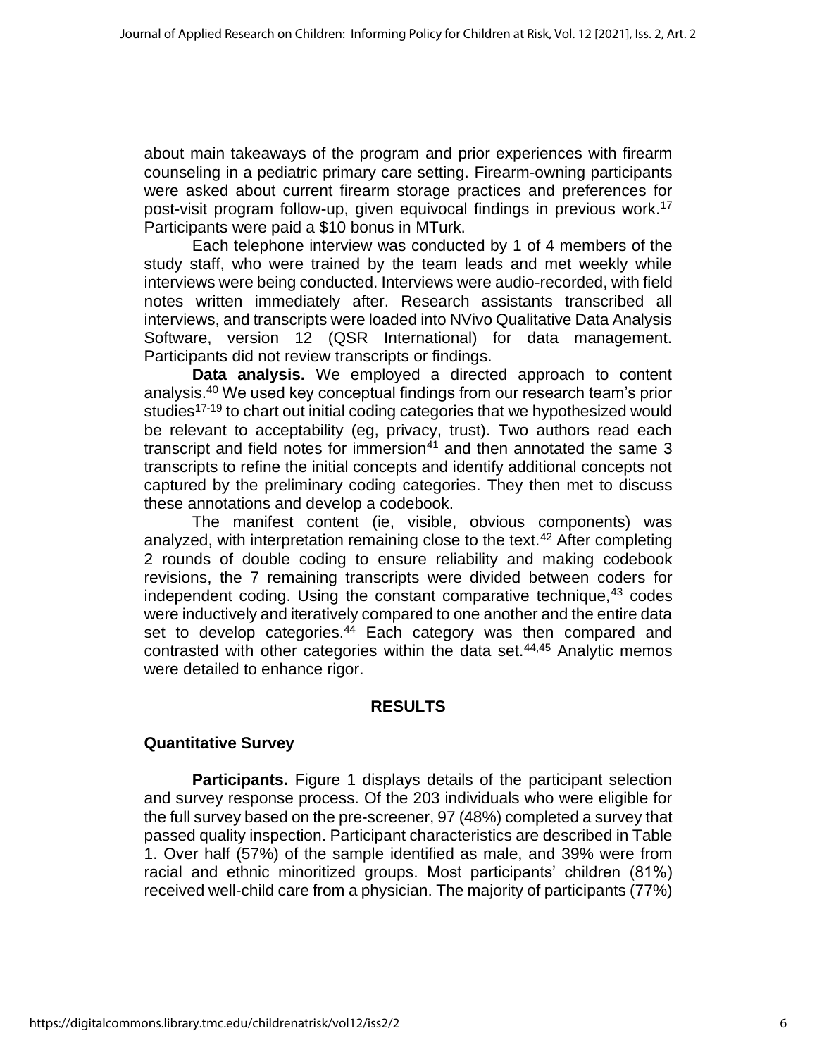about main takeaways of the program and prior experiences with firearm counseling in a pediatric primary care setting. Firearm-owning participants were asked about current firearm storage practices and preferences for post-visit program follow-up, given equivocal findings in previous work.[17] Participants were paid a $10 bonus in MTurk.

Each telephone interview was conducted by 1 of 4 members of the study staff, who were trained by the team leads and met weekly while interviews were being conducted. Interviews were audio-recorded, with field notes written immediately after. Research assistants transcribed all interviews, and transcripts were loaded into NVivo Qualitative Data Analysis Software, version 12 (QSR International) for data management. Participants did not review transcripts or findings.

**Data analysis.** We employed a directed approach to content analysis.[40] We used key conceptual findings from our research team's prior studies[17-19] to chart out initial coding categories that we hypothesized would be relevant to acceptability (eg, privacy, trust). Two authors read each transcript and field notes for immersion[41] and then annotated the same 3 transcripts to refine the initial concepts and identify additional concepts not captured by the preliminary coding categories. They then met to discuss these annotations and develop a codebook.

The manifest content (ie, visible, obvious components) was analyzed, with interpretation remaining close to the text.[42] After completing 2 rounds of double coding to ensure reliability and making codebook revisions, the 7 remaining transcripts were divided between coders for independent coding. Using the constant comparative technique,[43] codes were inductively and iteratively compared to one another and the entire data set to develop categories.[44] Each category was then compared and contrasted with other categories within the data set.[44,45] Analytic memos were detailed to enhance rigor.

## RESULTS

### Quantitative Survey

**Participants.** Figure 1 displays details of the participant selection and survey response process. Of the 203 individuals who were eligible for the full survey based on the pre-screener, 97 (48%) completed a survey that passed quality inspection. Participant characteristics are described in Table 1. Over half (57%) of the sample identified as male, and 39% were from racial and ethnic minoritized groups. Most participants' children (81%) received well-child care from a physician. The majority of participants (77%)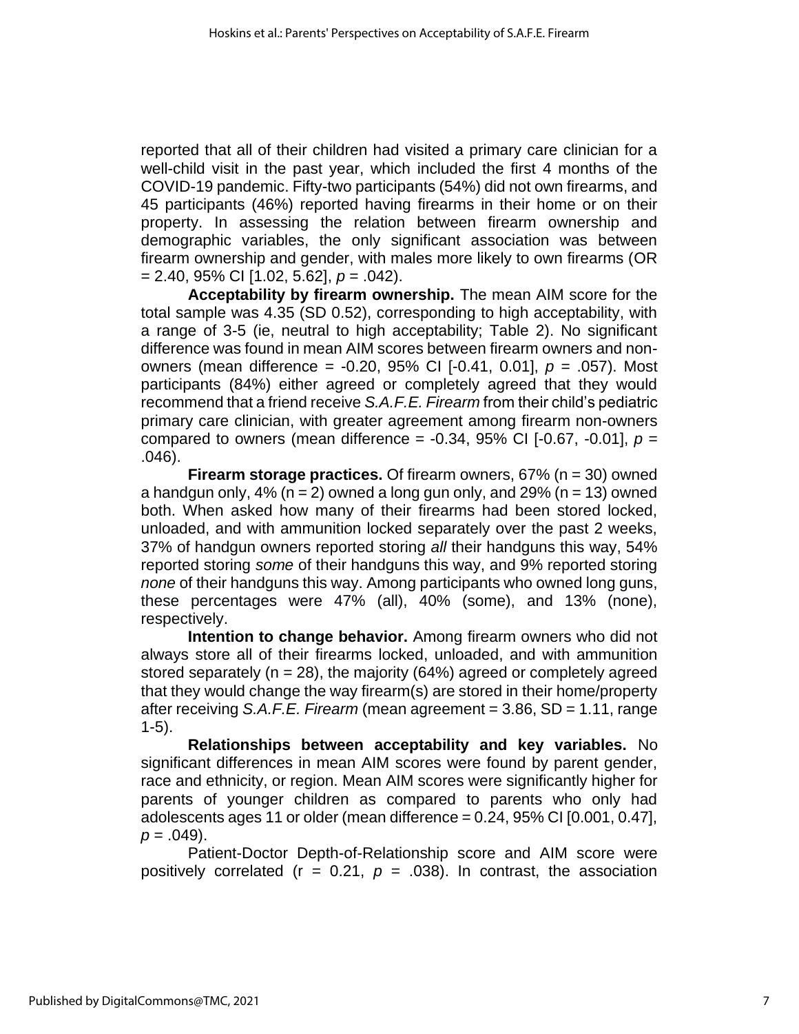reported that all of their children had visited a primary care clinician for a well-child visit in the past year, which included the first 4 months of the COVID-19 pandemic. Fifty-two participants (54%) did not own firearms, and 45 participants (46%) reported having firearms in their home or on their property. In assessing the relation between firearm ownership and demographic variables, the only significant association was between firearm ownership and gender, with males more likely to own firearms (OR = 2.40, 95% CI [1.02, 5.62], $p$ = .042).

**Acceptability by firearm ownership.** The mean AIM score for the total sample was 4.35 (SD 0.52), corresponding to high acceptability, with a range of 3-5 (ie, neutral to high acceptability; Table 2). No significant difference was found in mean AIM scores between firearm owners and non-owners (mean difference = -0.20, 95% CI [-0.41, 0.01], $p$ = .057). Most participants (84%) either agreed or completely agreed that they would recommend that a friend receive *S.A.F.E. Firearm* from their child's pediatric primary care clinician, with greater agreement among firearm non-owners compared to owners (mean difference = -0.34, 95% CI [-0.67, -0.01], $p$ = .046).

**Firearm storage practices.** Of firearm owners, 67% (n = 30) owned a handgun only, 4% (n = 2) owned a long gun only, and 29% (n = 13) owned both. When asked how many of their firearms had been stored locked, unloaded, and with ammunition locked separately over the past 2 weeks, 37% of handgun owners reported storing *all* their handguns this way, 54% reported storing *some* of their handguns this way, and 9% reported storing *none* of their handguns this way. Among participants who owned long guns, these percentages were 47% (all), 40% (some), and 13% (none), respectively.

**Intention to change behavior.** Among firearm owners who did not always store all of their firearms locked, unloaded, and with ammunition stored separately (n = 28), the majority (64%) agreed or completely agreed that they would change the way firearm(s) are stored in their home/property after receiving *S.A.F.E. Firearm* (mean agreement = 3.86, SD = 1.11, range 1-5).

**Relationships between acceptability and key variables.** No significant differences in mean AIM scores were found by parent gender, race and ethnicity, or region. Mean AIM scores were significantly higher for parents of younger children as compared to parents who only had adolescents ages 11 or older (mean difference = 0.24, 95% CI [0.001, 0.47], $p$ = .049).

Patient-Doctor Depth-of-Relationship score and AIM score were positively correlated (r = 0.21, $p$ = .038). In contrast, the association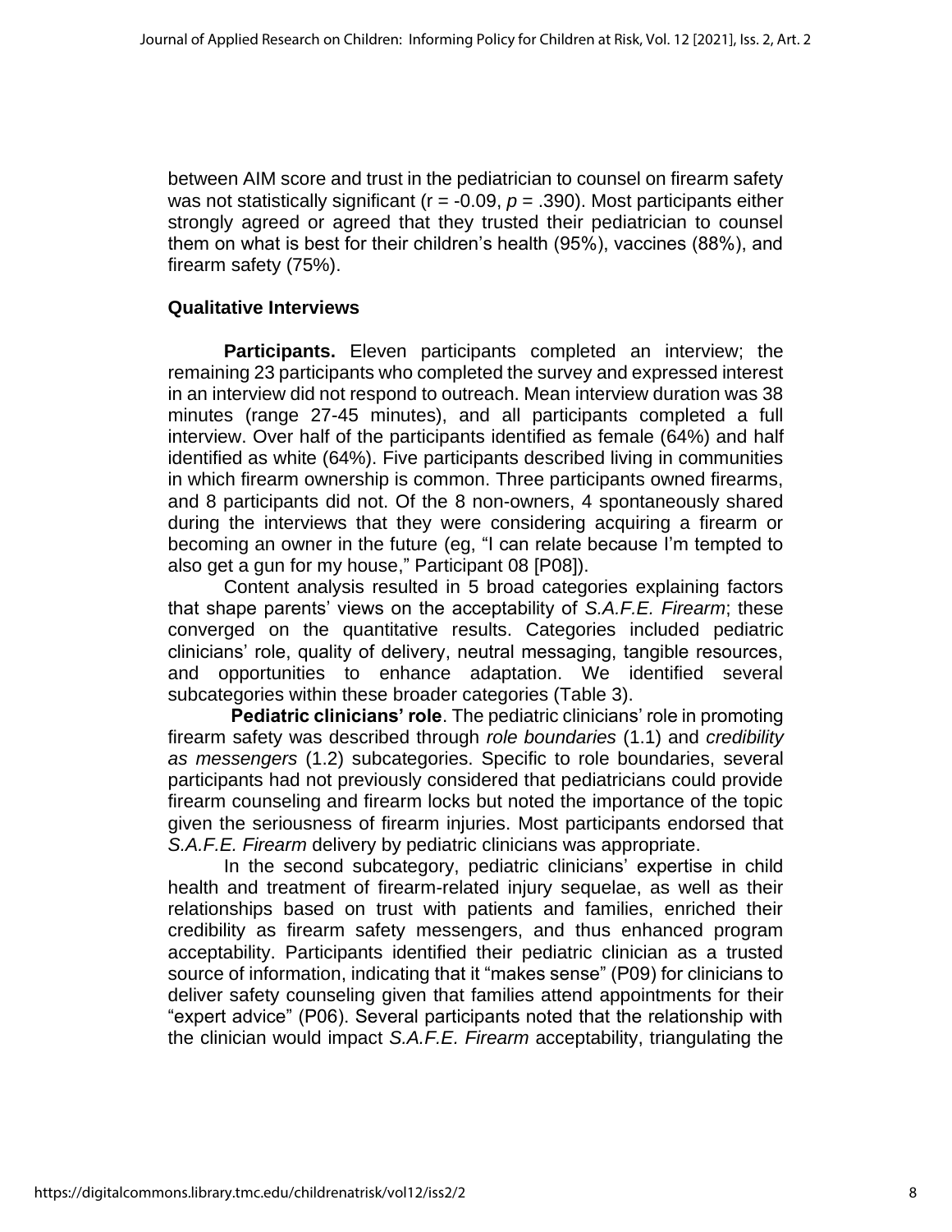between AIM score and trust in the pediatrician to counsel on firearm safety was not statistically significant ($r = -0.09$, $p = .390$). Most participants either strongly agreed or agreed that they trusted their pediatrician to counsel them on what is best for their children's health (95%), vaccines (88%), and firearm safety (75%).

### Qualitative Interviews

**Participants.** Eleven participants completed an interview; the remaining 23 participants who completed the survey and expressed interest in an interview did not respond to outreach. Mean interview duration was 38 minutes (range 27-45 minutes), and all participants completed a full interview. Over half of the participants identified as female (64%) and half identified as white (64%). Five participants described living in communities in which firearm ownership is common. Three participants owned firearms, and 8 participants did not. Of the 8 non-owners, 4 spontaneously shared during the interviews that they were considering acquiring a firearm or becoming an owner in the future (eg, "I can relate because I'm tempted to also get a gun for my house," Participant 08 [P08]).

Content analysis resulted in 5 broad categories explaining factors that shape parents' views on the acceptability of *S.A.F.E. Firearm*; these converged on the quantitative results. Categories included pediatric clinicians' role, quality of delivery, neutral messaging, tangible resources, and opportunities to enhance adaptation. We identified several subcategories within these broader categories (Table 3).

**Pediatric clinicians' role**. The pediatric clinicians' role in promoting firearm safety was described through *role boundaries* (1.1) and *credibility as messengers* (1.2) subcategories. Specific to role boundaries, several participants had not previously considered that pediatricians could provide firearm counseling and firearm locks but noted the importance of the topic given the seriousness of firearm injuries. Most participants endorsed that *S.A.F.E. Firearm* delivery by pediatric clinicians was appropriate.

In the second subcategory, pediatric clinicians' expertise in child health and treatment of firearm-related injury sequelae, as well as their relationships based on trust with patients and families, enriched their credibility as firearm safety messengers, and thus enhanced program acceptability. Participants identified their pediatric clinician as a trusted source of information, indicating that it "makes sense" (P09) for clinicians to deliver safety counseling given that families attend appointments for their "expert advice" (P06). Several participants noted that the relationship with the clinician would impact *S.A.F.E. Firearm* acceptability, triangulating the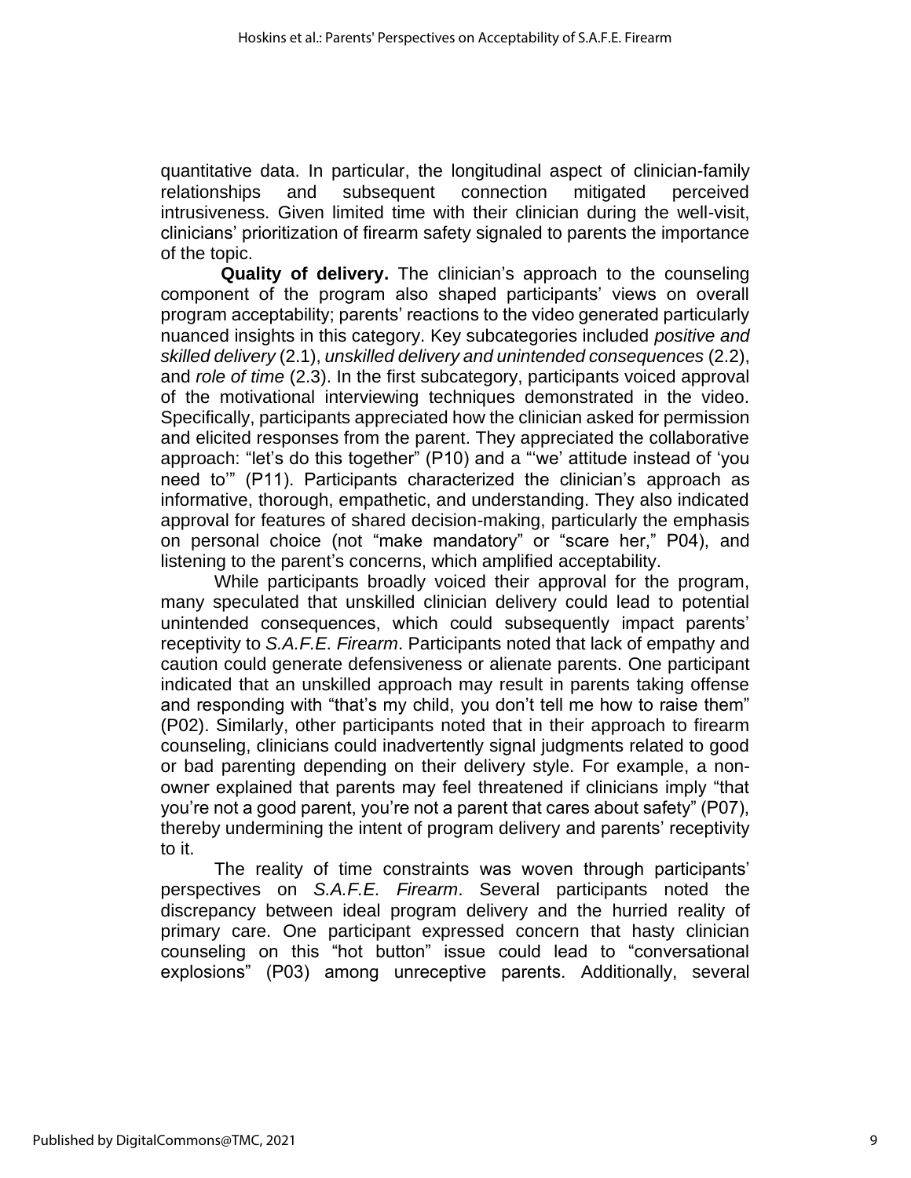quantitative data. In particular, the longitudinal aspect of clinician-family relationships and subsequent connection mitigated perceived intrusiveness. Given limited time with their clinician during the well-visit, clinicians' prioritization of firearm safety signaled to parents the importance of the topic.

**Quality of delivery.** The clinician's approach to the counseling component of the program also shaped participants' views on overall program acceptability; parents' reactions to the video generated particularly nuanced insights in this category. Key subcategories included *positive and skilled delivery* (2.1), *unskilled delivery and unintended consequences* (2.2), and *role of time* (2.3). In the first subcategory, participants voiced approval of the motivational interviewing techniques demonstrated in the video. Specifically, participants appreciated how the clinician asked for permission and elicited responses from the parent. They appreciated the collaborative approach: "let's do this together" (P10) and a "'we' attitude instead of 'you need to'" (P11). Participants characterized the clinician's approach as informative, thorough, empathetic, and understanding. They also indicated approval for features of shared decision-making, particularly the emphasis on personal choice (not "make mandatory" or "scare her," P04), and listening to the parent's concerns, which amplified acceptability.

While participants broadly voiced their approval for the program, many speculated that unskilled clinician delivery could lead to potential unintended consequences, which could subsequently impact parents' receptivity to *S.A.F.E. Firearm*. Participants noted that lack of empathy and caution could generate defensiveness or alienate parents. One participant indicated that an unskilled approach may result in parents taking offense and responding with "that's my child, you don't tell me how to raise them" (P02). Similarly, other participants noted that in their approach to firearm counseling, clinicians could inadvertently signal judgments related to good or bad parenting depending on their delivery style. For example, a non-owner explained that parents may feel threatened if clinicians imply "that you're not a good parent, you're not a parent that cares about safety" (P07), thereby undermining the intent of program delivery and parents' receptivity to it.

The reality of time constraints was woven through participants' perspectives on *S.A.F.E. Firearm*. Several participants noted the discrepancy between ideal program delivery and the hurried reality of primary care. One participant expressed concern that hasty clinician counseling on this "hot button" issue could lead to "conversational explosions" (P03) among unreceptive parents. Additionally, several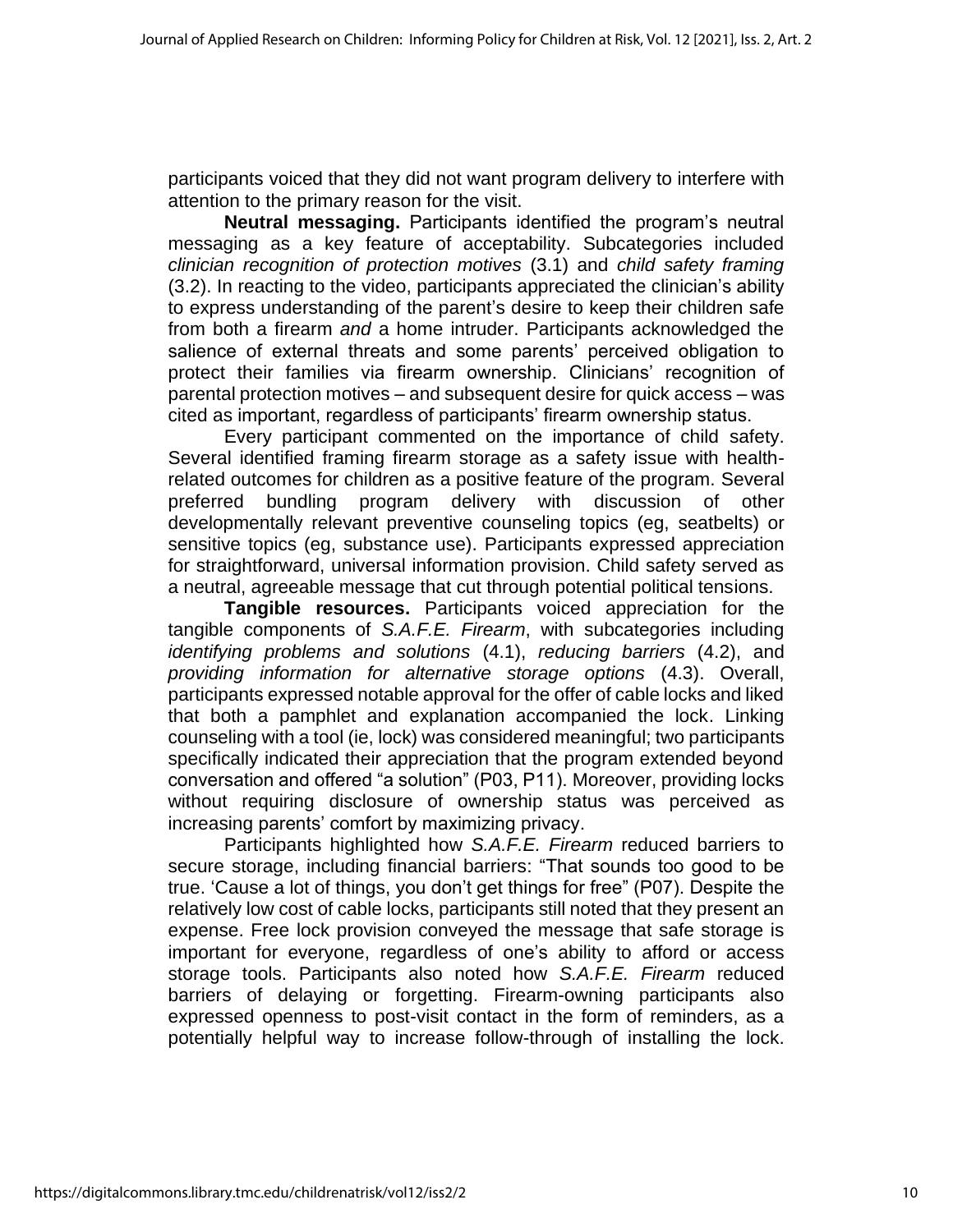participants voiced that they did not want program delivery to interfere with attention to the primary reason for the visit.

**Neutral messaging.** Participants identified the program's neutral messaging as a key feature of acceptability. Subcategories included *clinician recognition of protection motives* (3.1) and *child safety framing* (3.2). In reacting to the video, participants appreciated the clinician's ability to express understanding of the parent's desire to keep their children safe from both a firearm *and* a home intruder. Participants acknowledged the salience of external threats and some parents' perceived obligation to protect their families via firearm ownership. Clinicians' recognition of parental protection motives – and subsequent desire for quick access – was cited as important, regardless of participants' firearm ownership status.

Every participant commented on the importance of child safety. Several identified framing firearm storage as a safety issue with health-related outcomes for children as a positive feature of the program. Several preferred bundling program delivery with discussion of other developmentally relevant preventive counseling topics (eg, seatbelts) or sensitive topics (eg, substance use). Participants expressed appreciation for straightforward, universal information provision. Child safety served as a neutral, agreeable message that cut through potential political tensions.

**Tangible resources.** Participants voiced appreciation for the tangible components of *S.A.F.E. Firearm*, with subcategories including *identifying problems and solutions* (4.1), *reducing barriers* (4.2), and *providing information for alternative storage options* (4.3). Overall, participants expressed notable approval for the offer of cable locks and liked that both a pamphlet and explanation accompanied the lock. Linking counseling with a tool (ie, lock) was considered meaningful; two participants specifically indicated their appreciation that the program extended beyond conversation and offered "a solution" (P03, P11). Moreover, providing locks without requiring disclosure of ownership status was perceived as increasing parents' comfort by maximizing privacy.

Participants highlighted how *S.A.F.E. Firearm* reduced barriers to secure storage, including financial barriers: "That sounds too good to be true. 'Cause a lot of things, you don't get things for free" (P07). Despite the relatively low cost of cable locks, participants still noted that they present an expense. Free lock provision conveyed the message that safe storage is important for everyone, regardless of one's ability to afford or access storage tools. Participants also noted how *S.A.F.E. Firearm* reduced barriers of delaying or forgetting. Firearm-owning participants also expressed openness to post-visit contact in the form of reminders, as a potentially helpful way to increase follow-through of installing the lock.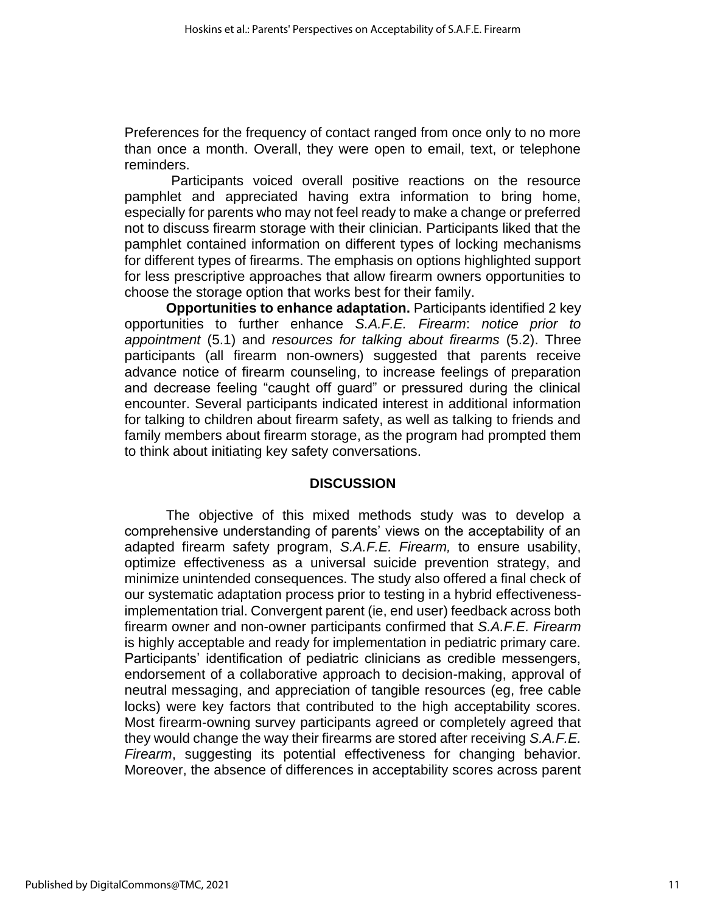Preferences for the frequency of contact ranged from once only to no more than once a month. Overall, they were open to email, text, or telephone reminders.

Participants voiced overall positive reactions on the resource pamphlet and appreciated having extra information to bring home, especially for parents who may not feel ready to make a change or preferred not to discuss firearm storage with their clinician. Participants liked that the pamphlet contained information on different types of locking mechanisms for different types of firearms. The emphasis on options highlighted support for less prescriptive approaches that allow firearm owners opportunities to choose the storage option that works best for their family.

**Opportunities to enhance adaptation.** Participants identified 2 key opportunities to further enhance *S.A.F.E. Firearm*: *notice prior to appointment* (5.1) and *resources for talking about firearms* (5.2). Three participants (all firearm non-owners) suggested that parents receive advance notice of firearm counseling, to increase feelings of preparation and decrease feeling "caught off guard" or pressured during the clinical encounter. Several participants indicated interest in additional information for talking to children about firearm safety, as well as talking to friends and family members about firearm storage, as the program had prompted them to think about initiating key safety conversations.

## DISCUSSION

The objective of this mixed methods study was to develop a comprehensive understanding of parents' views on the acceptability of an adapted firearm safety program, *S.A.F.E. Firearm,* to ensure usability, optimize effectiveness as a universal suicide prevention strategy, and minimize unintended consequences. The study also offered a final check of our systematic adaptation process prior to testing in a hybrid effectiveness-implementation trial. Convergent parent (ie, end user) feedback across both firearm owner and non-owner participants confirmed that *S.A.F.E. Firearm* is highly acceptable and ready for implementation in pediatric primary care. Participants' identification of pediatric clinicians as credible messengers, endorsement of a collaborative approach to decision-making, approval of neutral messaging, and appreciation of tangible resources (eg, free cable locks) were key factors that contributed to the high acceptability scores. Most firearm-owning survey participants agreed or completely agreed that they would change the way their firearms are stored after receiving *S.A.F.E. Firearm*, suggesting its potential effectiveness for changing behavior. Moreover, the absence of differences in acceptability scores across parent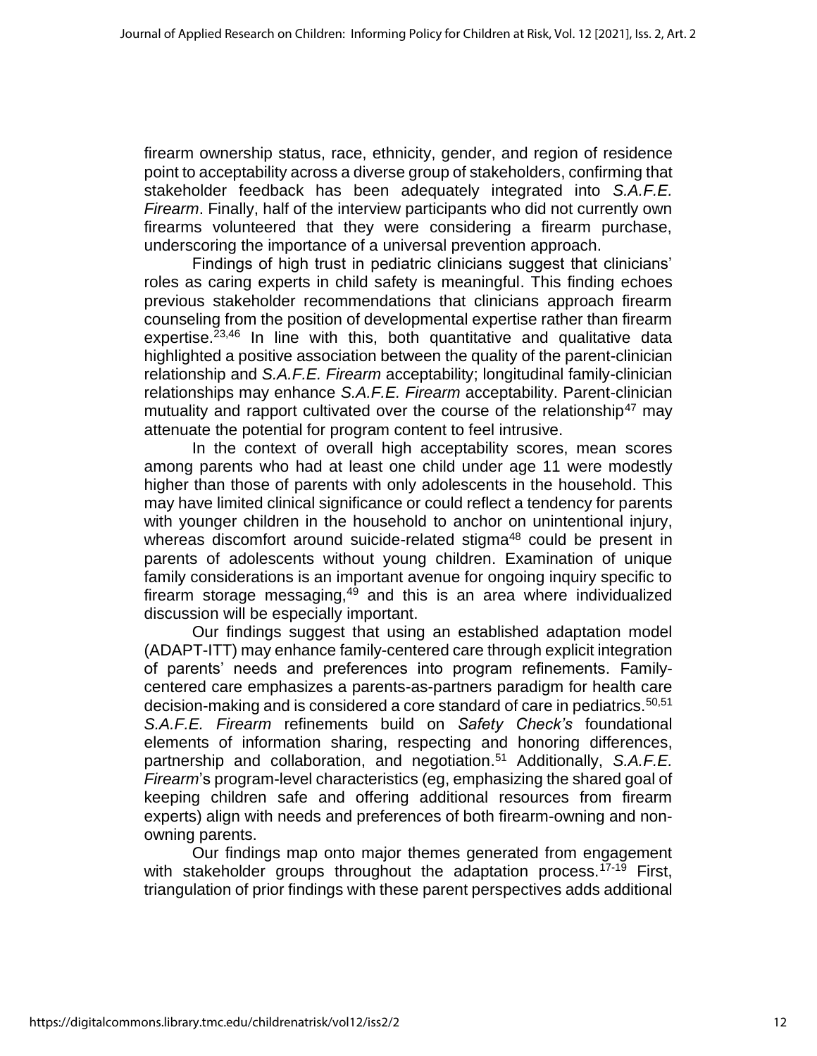firearm ownership status, race, ethnicity, gender, and region of residence point to acceptability across a diverse group of stakeholders, confirming that stakeholder feedback has been adequately integrated into *S.A.F.E. Firearm*. Finally, half of the interview participants who did not currently own firearms volunteered that they were considering a firearm purchase, underscoring the importance of a universal prevention approach.

Findings of high trust in pediatric clinicians suggest that clinicians' roles as caring experts in child safety is meaningful. This finding echoes previous stakeholder recommendations that clinicians approach firearm counseling from the position of developmental expertise rather than firearm expertise.[23,46] In line with this, both quantitative and qualitative data highlighted a positive association between the quality of the parent-clinician relationship and *S.A.F.E. Firearm* acceptability; longitudinal family-clinician relationships may enhance *S.A.F.E. Firearm* acceptability. Parent-clinician mutuality and rapport cultivated over the course of the relationship[47] may attenuate the potential for program content to feel intrusive.

In the context of overall high acceptability scores, mean scores among parents who had at least one child under age 11 were modestly higher than those of parents with only adolescents in the household. This may have limited clinical significance or could reflect a tendency for parents with younger children in the household to anchor on unintentional injury, whereas discomfort around suicide-related stigma[48] could be present in parents of adolescents without young children. Examination of unique family considerations is an important avenue for ongoing inquiry specific to firearm storage messaging,[49] and this is an area where individualized discussion will be especially important.

Our findings suggest that using an established adaptation model (ADAPT-ITT) may enhance family-centered care through explicit integration of parents' needs and preferences into program refinements. Family-centered care emphasizes a parents-as-partners paradigm for health care decision-making and is considered a core standard of care in pediatrics.[50,51] *S.A.F.E. Firearm* refinements build on *Safety Check's* foundational elements of information sharing, respecting and honoring differences, partnership and collaboration, and negotiation.[51] Additionally, *S.A.F.E. Firearm*'s program-level characteristics (eg, emphasizing the shared goal of keeping children safe and offering additional resources from firearm experts) align with needs and preferences of both firearm-owning and non-owning parents.

Our findings map onto major themes generated from engagement with stakeholder groups throughout the adaptation process.[17-19] First, triangulation of prior findings with these parent perspectives adds additional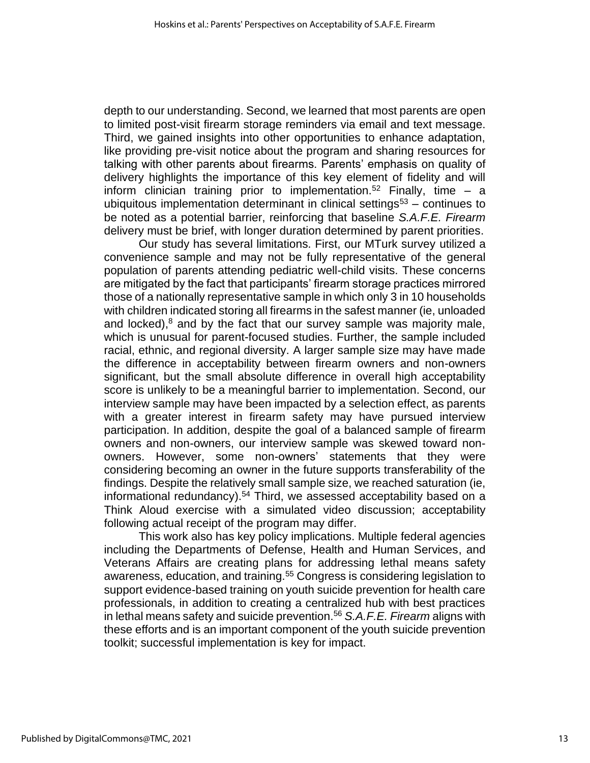depth to our understanding. Second, we learned that most parents are open to limited post-visit firearm storage reminders via email and text message. Third, we gained insights into other opportunities to enhance adaptation, like providing pre-visit notice about the program and sharing resources for talking with other parents about firearms. Parents' emphasis on quality of delivery highlights the importance of this key element of fidelity and will inform clinician training prior to implementation.[52] Finally, time – a ubiquitous implementation determinant in clinical settings[53] – continues to be noted as a potential barrier, reinforcing that baseline *S.A.F.E. Firearm* delivery must be brief, with longer duration determined by parent priorities.

Our study has several limitations. First, our MTurk survey utilized a convenience sample and may not be fully representative of the general population of parents attending pediatric well-child visits. These concerns are mitigated by the fact that participants' firearm storage practices mirrored those of a nationally representative sample in which only 3 in 10 households with children indicated storing all firearms in the safest manner (ie, unloaded and locked),[8] and by the fact that our survey sample was majority male, which is unusual for parent-focused studies. Further, the sample included racial, ethnic, and regional diversity. A larger sample size may have made the difference in acceptability between firearm owners and non-owners significant, but the small absolute difference in overall high acceptability score is unlikely to be a meaningful barrier to implementation. Second, our interview sample may have been impacted by a selection effect, as parents with a greater interest in firearm safety may have pursued interview participation. In addition, despite the goal of a balanced sample of firearm owners and non-owners, our interview sample was skewed toward non-owners. However, some non-owners' statements that they were considering becoming an owner in the future supports transferability of the findings. Despite the relatively small sample size, we reached saturation (ie, informational redundancy).[54] Third, we assessed acceptability based on a Think Aloud exercise with a simulated video discussion; acceptability following actual receipt of the program may differ.

This work also has key policy implications. Multiple federal agencies including the Departments of Defense, Health and Human Services, and Veterans Affairs are creating plans for addressing lethal means safety awareness, education, and training.[55] Congress is considering legislation to support evidence-based training on youth suicide prevention for health care professionals, in addition to creating a centralized hub with best practices in lethal means safety and suicide prevention.[56] *S.A.F.E. Firearm* aligns with these efforts and is an important component of the youth suicide prevention toolkit; successful implementation is key for impact.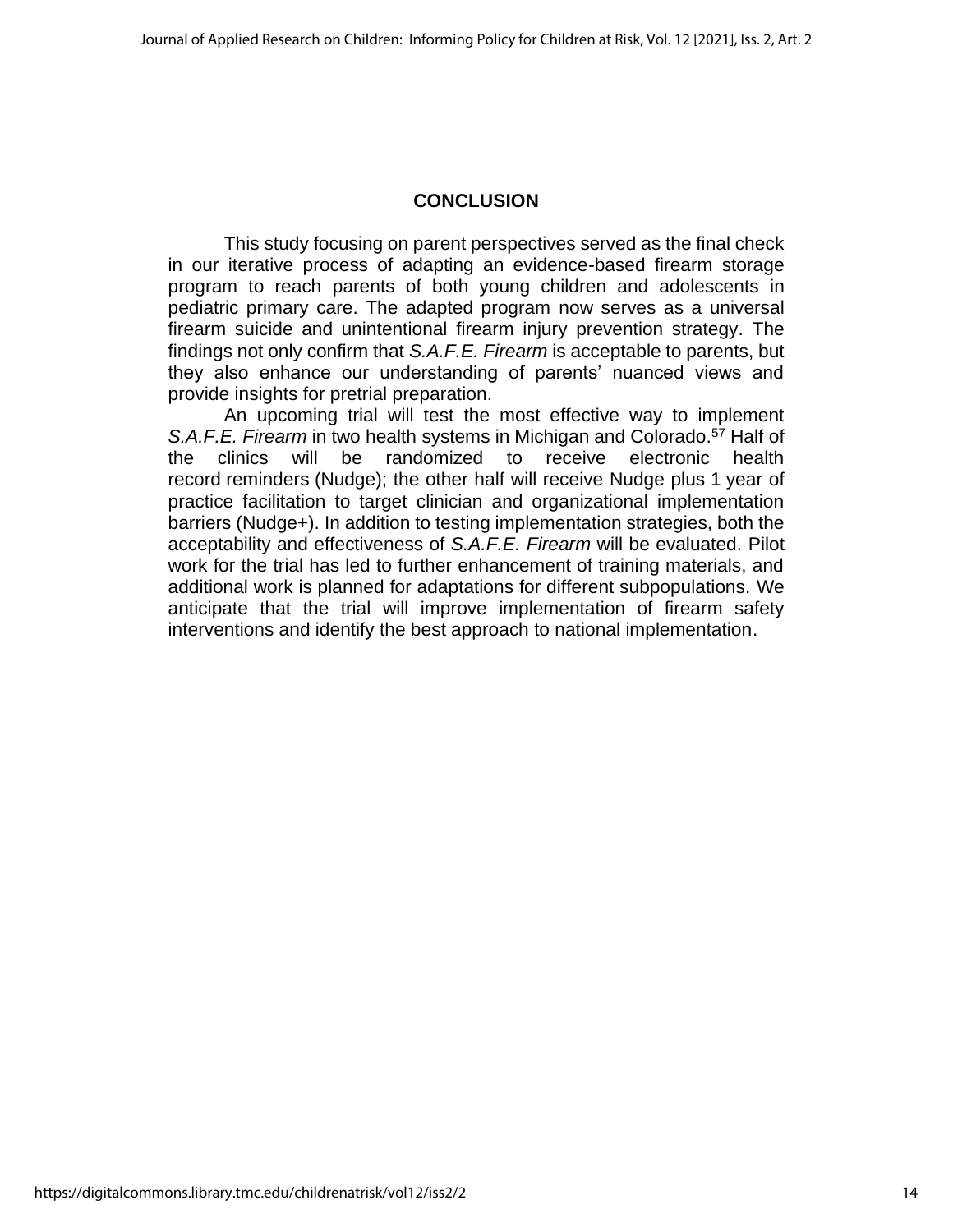## CONCLUSION

This study focusing on parent perspectives served as the final check in our iterative process of adapting an evidence-based firearm storage program to reach parents of both young children and adolescents in pediatric primary care. The adapted program now serves as a universal firearm suicide and unintentional firearm injury prevention strategy. The findings not only confirm that *S.A.F.E. Firearm* is acceptable to parents, but they also enhance our understanding of parents' nuanced views and provide insights for pretrial preparation.

An upcoming trial will test the most effective way to implement *S.A.F.E. Firearm* in two health systems in Michigan and Colorado.[57] Half of the clinics will be randomized to receive electronic health record reminders (Nudge); the other half will receive Nudge plus 1 year of practice facilitation to target clinician and organizational implementation barriers (Nudge+). In addition to testing implementation strategies, both the acceptability and effectiveness of *S.A.F.E. Firearm* will be evaluated. Pilot work for the trial has led to further enhancement of training materials, and additional work is planned for adaptations for different subpopulations. We anticipate that the trial will improve implementation of firearm safety interventions and identify the best approach to national implementation.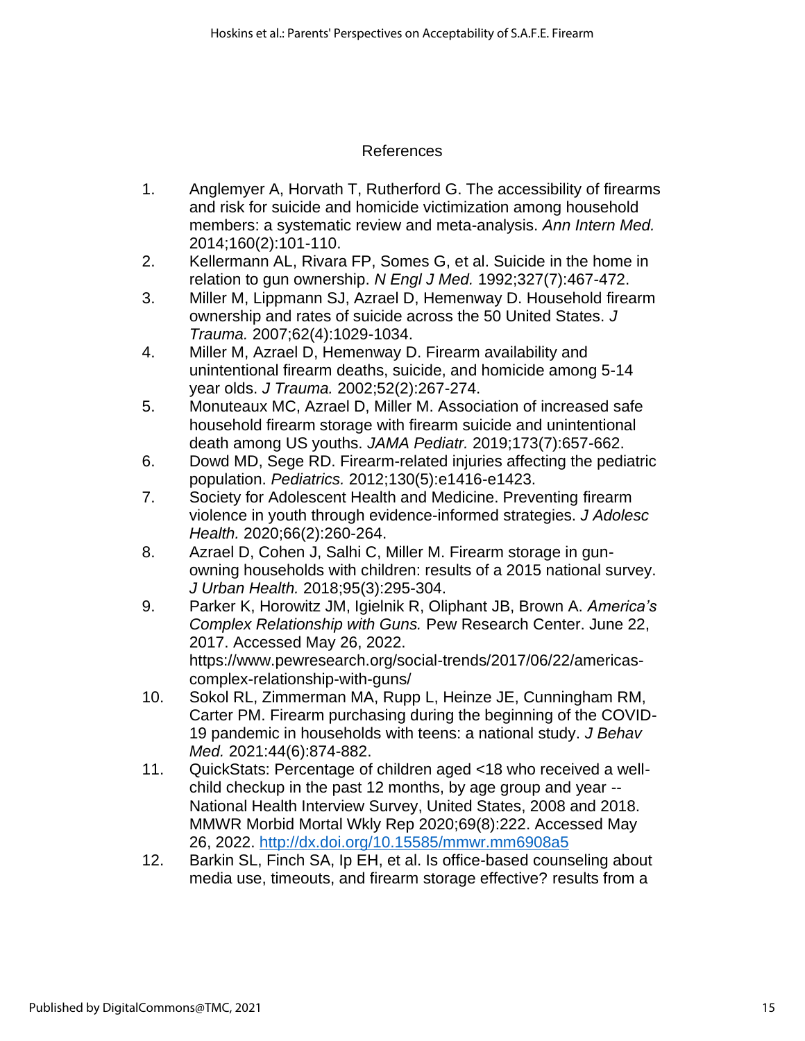## References

1. Anglemyer A, Horvath T, Rutherford G. The accessibility of firearms and risk for suicide and homicide victimization among household members: a systematic review and meta-analysis. *Ann Intern Med.* 2014;160(2):101-110.
2. Kellermann AL, Rivara FP, Somes G, et al. Suicide in the home in relation to gun ownership. *N Engl J Med.* 1992;327(7):467-472.
3. Miller M, Lippmann SJ, Azrael D, Hemenway D. Household firearm ownership and rates of suicide across the 50 United States. *J Trauma.* 2007;62(4):1029-1034.
4. Miller M, Azrael D, Hemenway D. Firearm availability and unintentional firearm deaths, suicide, and homicide among 5-14 year olds. *J Trauma.* 2002;52(2):267-274.
5. Monuteaux MC, Azrael D, Miller M. Association of increased safe household firearm storage with firearm suicide and unintentional death among US youths. *JAMA Pediatr.* 2019;173(7):657-662.
6. Dowd MD, Sege RD. Firearm-related injuries affecting the pediatric population. *Pediatrics.* 2012;130(5):e1416-e1423.
7. Society for Adolescent Health and Medicine. Preventing firearm violence in youth through evidence-informed strategies. *J Adolesc Health.* 2020;66(2):260-264.
8. Azrael D, Cohen J, Salhi C, Miller M. Firearm storage in gun-owning households with children: results of a 2015 national survey. *J Urban Health.* 2018;95(3):295-304.
9. Parker K, Horowitz JM, Igielnik R, Oliphant JB, Brown A. *America's Complex Relationship with Guns.* Pew Research Center. June 22, 2017. Accessed May 26, 2022. https://www.pewresearch.org/social-trends/2017/06/22/americas-complex-relationship-with-guns/
10. Sokol RL, Zimmerman MA, Rupp L, Heinze JE, Cunningham RM, Carter PM. Firearm purchasing during the beginning of the COVID-19 pandemic in households with teens: a national study. *J Behav Med.* 2021:44(6):874-882.
11. QuickStats: Percentage of children aged <18 who received a well-child checkup in the past 12 months, by age group and year -- National Health Interview Survey, United States, 2008 and 2018. MMWR Morbid Mortal Wkly Rep 2020;69(8):222. Accessed May 26, 2022. http://dx.doi.org/10.15585/mmwr.mm6908a5
12. Barkin SL, Finch SA, Ip EH, et al. Is office-based counseling about media use, timeouts, and firearm storage effective? results from a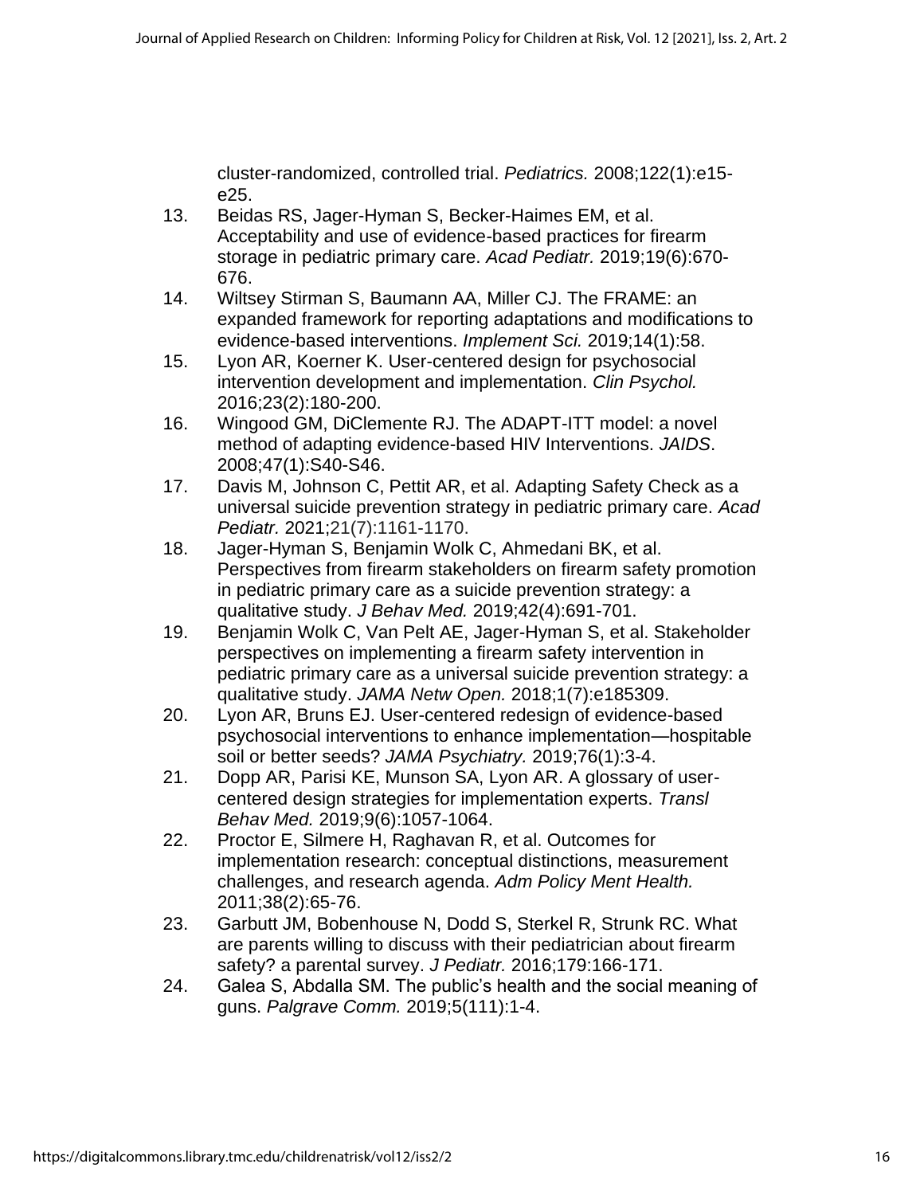cluster-randomized, controlled trial. *Pediatrics.* 2008;122(1):e15-e25.

13. Beidas RS, Jager-Hyman S, Becker-Haimes EM, et al. Acceptability and use of evidence-based practices for firearm storage in pediatric primary care. *Acad Pediatr.* 2019;19(6):670-676.
14. Wiltsey Stirman S, Baumann AA, Miller CJ. The FRAME: an expanded framework for reporting adaptations and modifications to evidence-based interventions. *Implement Sci.* 2019;14(1):58.
15. Lyon AR, Koerner K. User-centered design for psychosocial intervention development and implementation. *Clin Psychol.* 2016;23(2):180-200.
16. Wingood GM, DiClemente RJ. The ADAPT-ITT model: a novel method of adapting evidence-based HIV Interventions. *JAIDS*. 2008;47(1):S40-S46.
17. Davis M, Johnson C, Pettit AR, et al. Adapting Safety Check as a universal suicide prevention strategy in pediatric primary care. *Acad Pediatr.* 2021;21(7):1161-1170.
18. Jager-Hyman S, Benjamin Wolk C, Ahmedani BK, et al. Perspectives from firearm stakeholders on firearm safety promotion in pediatric primary care as a suicide prevention strategy: a qualitative study. *J Behav Med.* 2019;42(4):691-701.
19. Benjamin Wolk C, Van Pelt AE, Jager-Hyman S, et al. Stakeholder perspectives on implementing a firearm safety intervention in pediatric primary care as a universal suicide prevention strategy: a qualitative study. *JAMA Netw Open.* 2018;1(7):e185309.
20. Lyon AR, Bruns EJ. User-centered redesign of evidence-based psychosocial interventions to enhance implementation—hospitable soil or better seeds? *JAMA Psychiatry.* 2019;76(1):3-4.
21. Dopp AR, Parisi KE, Munson SA, Lyon AR. A glossary of user-centered design strategies for implementation experts. *Transl Behav Med.* 2019;9(6):1057-1064.
22. Proctor E, Silmere H, Raghavan R, et al. Outcomes for implementation research: conceptual distinctions, measurement challenges, and research agenda. *Adm Policy Ment Health.* 2011;38(2):65-76.
23. Garbutt JM, Bobenhouse N, Dodd S, Sterkel R, Strunk RC. What are parents willing to discuss with their pediatrician about firearm safety? a parental survey. *J Pediatr.* 2016;179:166-171.
24. Galea S, Abdalla SM. The public's health and the social meaning of guns. *Palgrave Comm.* 2019;5(111):1-4.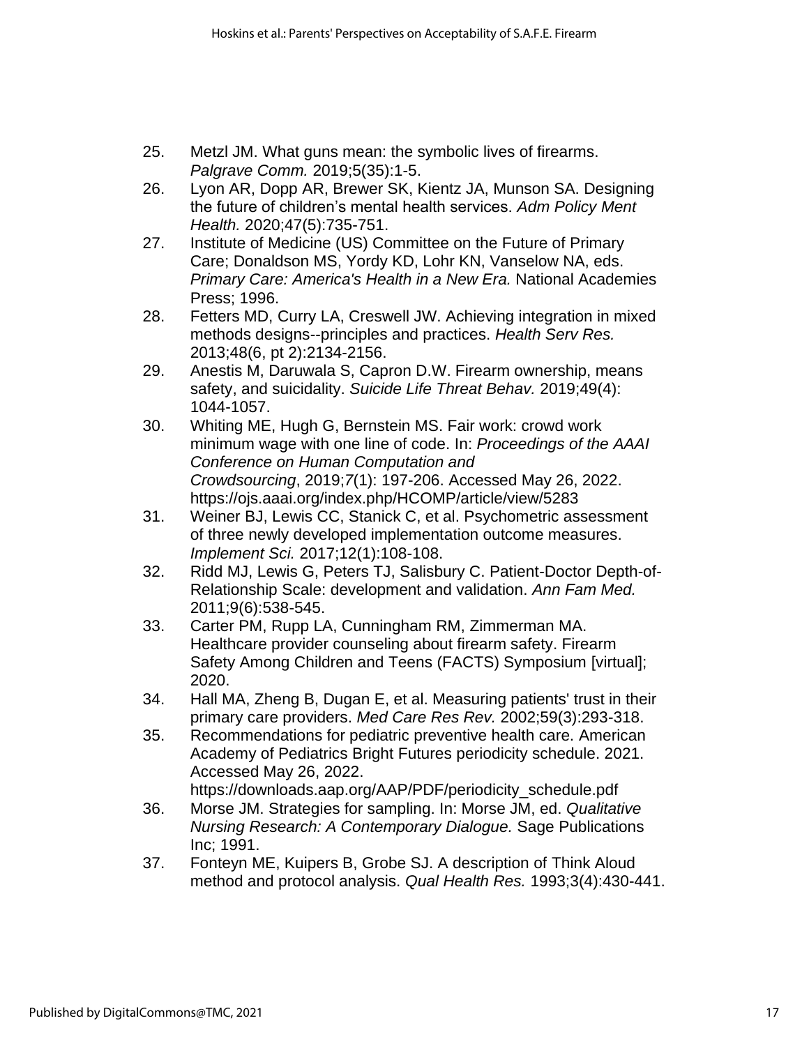25. Metzl JM. What guns mean: the symbolic lives of firearms. *Palgrave Comm.* 2019;5(35):1-5.
26. Lyon AR, Dopp AR, Brewer SK, Kientz JA, Munson SA. Designing the future of children's mental health services. *Adm Policy Ment Health.* 2020;47(5):735-751.
27. Institute of Medicine (US) Committee on the Future of Primary Care; Donaldson MS, Yordy KD, Lohr KN, Vanselow NA, eds. *Primary Care: America's Health in a New Era.* National Academies Press; 1996.
28. Fetters MD, Curry LA, Creswell JW. Achieving integration in mixed methods designs--principles and practices. *Health Serv Res.* 2013;48(6, pt 2):2134-2156.
29. Anestis M, Daruwala S, Capron D.W. Firearm ownership, means safety, and suicidality. *Suicide Life Threat Behav.* 2019;49(4): 1044-1057.
30. Whiting ME, Hugh G, Bernstein MS. Fair work: crowd work minimum wage with one line of code. In: *Proceedings of the AAAI Conference on Human Computation and Crowdsourcing*, 2019;7(1): 197-206. Accessed May 26, 2022. https://ojs.aaai.org/index.php/HCOMP/article/view/5283
31. Weiner BJ, Lewis CC, Stanick C, et al. Psychometric assessment of three newly developed implementation outcome measures. *Implement Sci.* 2017;12(1):108-108.
32. Ridd MJ, Lewis G, Peters TJ, Salisbury C. Patient-Doctor Depth-of-Relationship Scale: development and validation. *Ann Fam Med.* 2011;9(6):538-545.
33. Carter PM, Rupp LA, Cunningham RM, Zimmerman MA. Healthcare provider counseling about firearm safety. Firearm Safety Among Children and Teens (FACTS) Symposium [virtual]; 2020.
34. Hall MA, Zheng B, Dugan E, et al. Measuring patients' trust in their primary care providers. *Med Care Res Rev.* 2002;59(3):293-318.
35. Recommendations for pediatric preventive health care. American Academy of Pediatrics Bright Futures periodicity schedule. 2021. Accessed May 26, 2022. https://downloads.aap.org/AAP/PDF/periodicity_schedule.pdf
36. Morse JM. Strategies for sampling. In: Morse JM, ed. *Qualitative Nursing Research: A Contemporary Dialogue.* Sage Publications Inc; 1991.
37. Fonteyn ME, Kuipers B, Grobe SJ. A description of Think Aloud method and protocol analysis. *Qual Health Res.* 1993;3(4):430-441.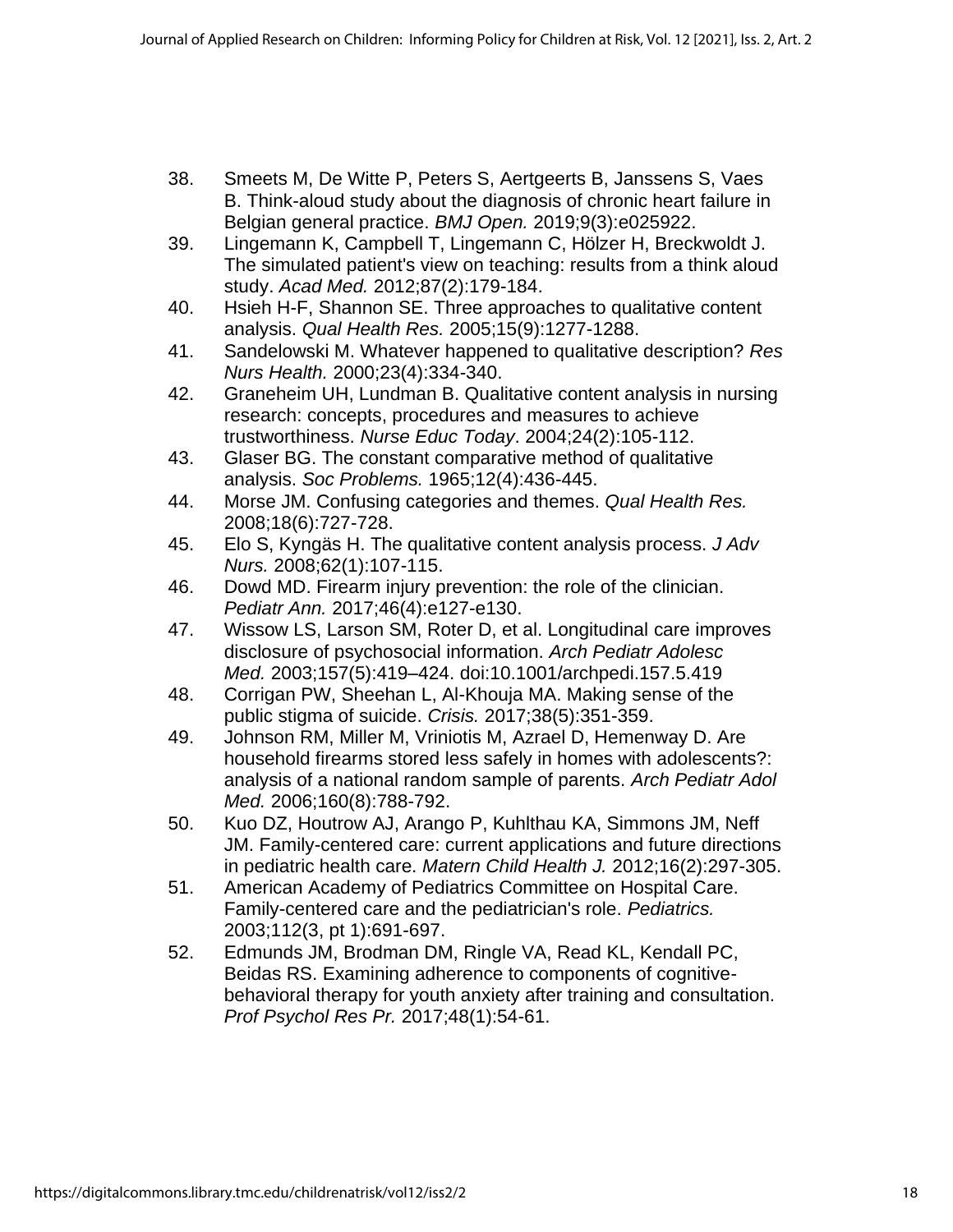38. Smeets M, De Witte P, Peters S, Aertgeerts B, Janssens S, Vaes B. Think-aloud study about the diagnosis of chronic heart failure in Belgian general practice. *BMJ Open.* 2019;9(3):e025922.
39. Lingemann K, Campbell T, Lingemann C, Hölzer H, Breckwoldt J. The simulated patient's view on teaching: results from a think aloud study. *Acad Med.* 2012;87(2):179-184.
40. Hsieh H-F, Shannon SE. Three approaches to qualitative content analysis. *Qual Health Res.* 2005;15(9):1277-1288.
41. Sandelowski M. Whatever happened to qualitative description? *Res Nurs Health.* 2000;23(4):334-340.
42. Graneheim UH, Lundman B. Qualitative content analysis in nursing research: concepts, procedures and measures to achieve trustworthiness. *Nurse Educ Today*. 2004;24(2):105-112.
43. Glaser BG. The constant comparative method of qualitative analysis. *Soc Problems.* 1965;12(4):436-445.
44. Morse JM. Confusing categories and themes. *Qual Health Res.* 2008;18(6):727-728.
45. Elo S, Kyngäs H. The qualitative content analysis process. *J Adv Nurs.* 2008;62(1):107-115.
46. Dowd MD. Firearm injury prevention: the role of the clinician. *Pediatr Ann.* 2017;46(4):e127-e130.
47. Wissow LS, Larson SM, Roter D, et al. Longitudinal care improves disclosure of psychosocial information. *Arch Pediatr Adolesc Med.* 2003;157(5):419–424. doi:10.1001/archpedi.157.5.419
48. Corrigan PW, Sheehan L, Al-Khouja MA. Making sense of the public stigma of suicide. *Crisis.* 2017;38(5):351-359.
49. Johnson RM, Miller M, Vriniotis M, Azrael D, Hemenway D. Are household firearms stored less safely in homes with adolescents?: analysis of a national random sample of parents. *Arch Pediatr Adol Med.* 2006;160(8):788-792.
50. Kuo DZ, Houtrow AJ, Arango P, Kuhlthau KA, Simmons JM, Neff JM. Family-centered care: current applications and future directions in pediatric health care. *Matern Child Health J.* 2012;16(2):297-305.
51. American Academy of Pediatrics Committee on Hospital Care. Family-centered care and the pediatrician's role. *Pediatrics.* 2003;112(3, pt 1):691-697.
52. Edmunds JM, Brodman DM, Ringle VA, Read KL, Kendall PC, Beidas RS. Examining adherence to components of cognitive-behavioral therapy for youth anxiety after training and consultation. *Prof Psychol Res Pr.* 2017;48(1):54-61.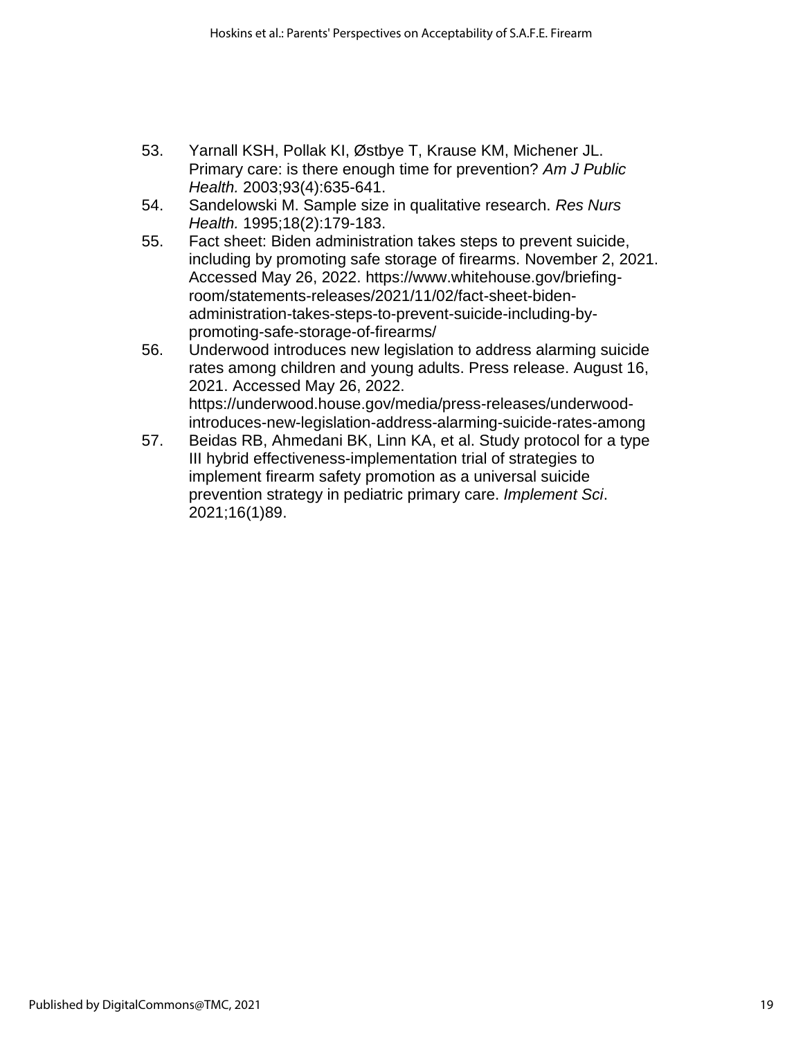53. Yarnall KSH, Pollak KI, Østbye T, Krause KM, Michener JL. Primary care: is there enough time for prevention? *Am J Public Health.* 2003;93(4):635-641.
54. Sandelowski M. Sample size in qualitative research. *Res Nurs Health.* 1995;18(2):179-183.
55. Fact sheet: Biden administration takes steps to prevent suicide, including by promoting safe storage of firearms. November 2, 2021. Accessed May 26, 2022. https://www.whitehouse.gov/briefing-room/statements-releases/2021/11/02/fact-sheet-biden-administration-takes-steps-to-prevent-suicide-including-by-promoting-safe-storage-of-firearms/
56. Underwood introduces new legislation to address alarming suicide rates among children and young adults. Press release. August 16, 2021. Accessed May 26, 2022. https://underwood.house.gov/media/press-releases/underwood-introduces-new-legislation-address-alarming-suicide-rates-among
57. Beidas RB, Ahmedani BK, Linn KA, et al. Study protocol for a type III hybrid effectiveness-implementation trial of strategies to implement firearm safety promotion as a universal suicide prevention strategy in pediatric primary care. *Implement Sci*. 2021;16(1)89.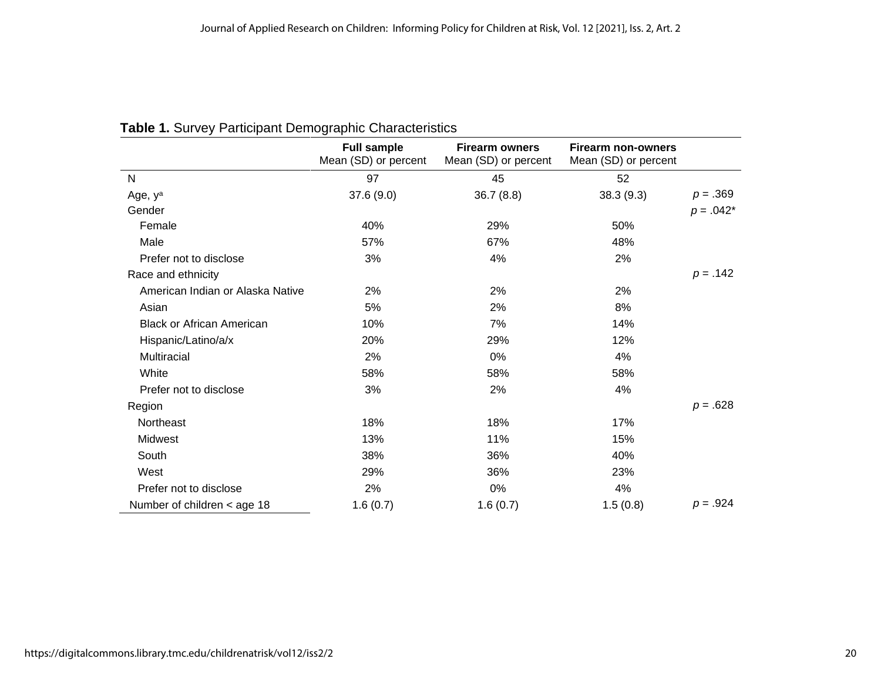**Table 1.** Survey Participant Demographic Characteristics

| | Full sample<br>Mean (SD) or percent | Firearm owners<br>Mean (SD) or percent | Firearm non-owners<br>Mean (SD) or percent | |
|---|---|---|---|---|
| N | 97 | 45 | 52 | |
| Age, y[a] | 37.6 (9.0) | 36.7 (8.8) | 38.3 (9.3) | $p = .369$ |
| Gender | | | | $p = .042$* |
| Female | 40% | 29% | 50% | |
| Male | 57% | 67% | 48% | |
| Prefer not to disclose | 3% | 4% | 2% | |
| Race and ethnicity | | | | $p = .142$ |
| American Indian or Alaska Native | 2% | 2% | 2% | |
| Asian | 5% | 2% | 8% | |
| Black or African American | 10% | 7% | 14% | |
| Hispanic/Latino/a/x | 20% | 29% | 12% | |
| Multiracial | 2% | 0% | 4% | |
| White | 58% | 58% | 58% | |
| Prefer not to disclose | 3% | 2% | 4% | |
| Region | | | | $p = .628$ |
| Northeast | 18% | 18% | 17% | |
| Midwest | 13% | 11% | 15% | |
| South | 38% | 36% | 40% | |
| West | 29% | 36% | 23% | |
| Prefer not to disclose | 2% | 0% | 4% | |
| Number of children < age 18 | 1.6 (0.7) | 1.6 (0.7) | 1.5 (0.8) | $p = .924$ |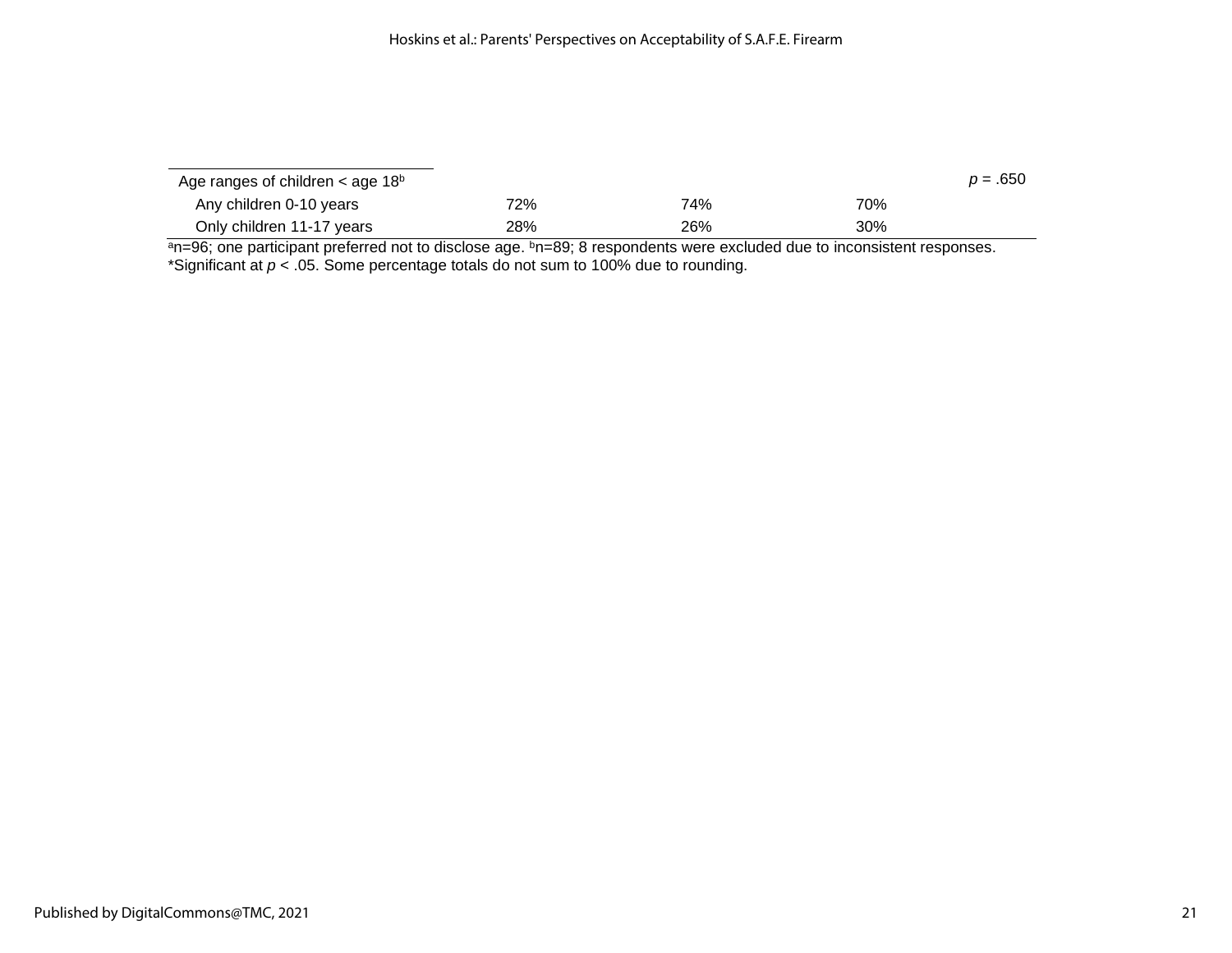| | | | | |
|---|---|---|---|---|
| Age ranges of children < age 18[b] | | | | $p$ = .650 |
| Any children 0-10 years | 72% | 74% | 70% | |
| Only children 11-17 years | 28% | 26% | 30% | |

[a]n=96; one participant preferred not to disclose age. [b]n=89; 8 respondents were excluded due to inconsistent responses.
*Significant at $p < .05$. Some percentage totals do not sum to 100% due to rounding.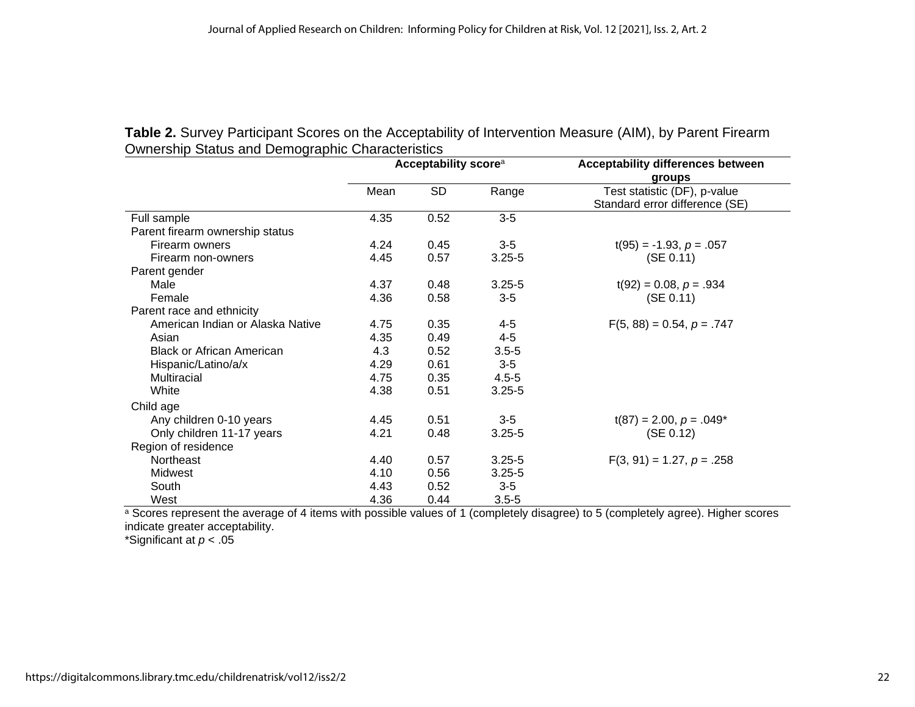**Table 2.** Survey Participant Scores on the Acceptability of Intervention Measure (AIM), by Parent Firearm Ownership Status and Demographic Characteristics

| | Acceptability score[a] | | | Acceptability differences between groups |
|---|---|---|---|---|
| | Mean | SD | Range | Test statistic (DF), p-value<br>Standard error difference (SE) |
| Full sample | 4.35 | 0.52 | 3-5 | |
| Parent firearm ownership status | | | | |
| Firearm owners | 4.24 | 0.45 | 3-5 | t(95) = -1.93, *p* = .057 |
| Firearm non-owners | 4.45 | 0.57 | 3.25-5 | (SE 0.11) |
| Parent gender | | | | |
| Male | 4.37 | 0.48 | 3.25-5 | t(92) = 0.08, *p* = .934 |
| Female | 4.36 | 0.58 | 3-5 | (SE 0.11) |
| Parent race and ethnicity | | | | |
| American Indian or Alaska Native | 4.75 | 0.35 | 4-5 | F(5, 88) = 0.54, *p* = .747 |
| Asian | 4.35 | 0.49 | 4-5 | |
| Black or African American | 4.3 | 0.52 | 3.5-5 | |
| Hispanic/Latino/a/x | 4.29 | 0.61 | 3-5 | |
| Multiracial | 4.75 | 0.35 | 4.5-5 | |
| White | 4.38 | 0.51 | 3.25-5 | |
| Child age | | | | |
| Any children 0-10 years | 4.45 | 0.51 | 3-5 | t(87) = 2.00, *p* = .049* |
| Only children 11-17 years | 4.21 | 0.48 | 3.25-5 | (SE 0.12) |
| Region of residence | | | | |
| Northeast | 4.40 | 0.57 | 3.25-5 | F(3, 91) = 1.27, *p* = .258 |
| Midwest | 4.10 | 0.56 | 3.25-5 | |
| South | 4.43 | 0.52 | 3-5 | |
| West | 4.36 | 0.44 | 3.5-5 | |

[a] Scores represent the average of 4 items with possible values of 1 (completely disagree) to 5 (completely agree). Higher scores indicate greater acceptability.

*Significant at $p < .05$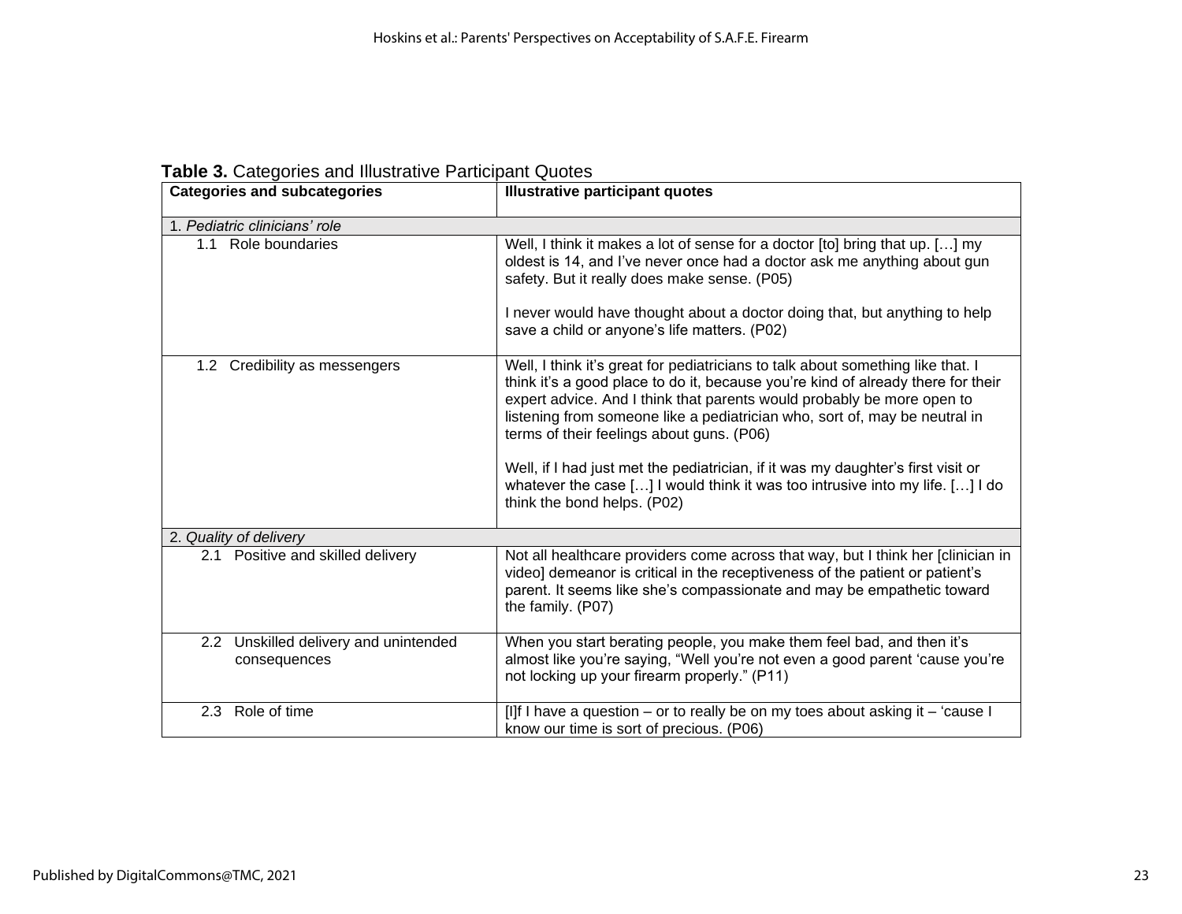**Table 3.** Categories and Illustrative Participant Quotes

| Categories and subcategories | Illustrative participant quotes |
|---|---|
| 1. *Pediatric clinicians' role* | |
| 1.1 Role boundaries | Well, I think it makes a lot of sense for a doctor [to] bring that up. […] my oldest is 14, and I've never once had a doctor ask me anything about gun safety. But it really does make sense. (P05)<br><br>I never would have thought about a doctor doing that, but anything to help save a child or anyone's life matters. (P02) |
| 1.2 Credibility as messengers | Well, I think it's great for pediatricians to talk about something like that. I think it's a good place to do it, because you're kind of already there for their expert advice. And I think that parents would probably be more open to listening from someone like a pediatrician who, sort of, may be neutral in terms of their feelings about guns. (P06)<br><br>Well, if I had just met the pediatrician, if it was my daughter's first visit or whatever the case […] I would think it was too intrusive into my life. […] I do think the bond helps. (P02) |
| 2. *Quality of delivery* | |
| 2.1 Positive and skilled delivery | Not all healthcare providers come across that way, but I think her [clinician in video] demeanor is critical in the receptiveness of the patient or patient's parent. It seems like she's compassionate and may be empathetic toward the family. (P07) |
| 2.2 Unskilled delivery and unintended consequences | When you start berating people, you make them feel bad, and then it's almost like you're saying, "Well you're not even a good parent 'cause you're not locking up your firearm properly." (P11) |
| 2.3 Role of time | [I]f I have a question – or to really be on my toes about asking it – 'cause I know our time is sort of precious. (P06) |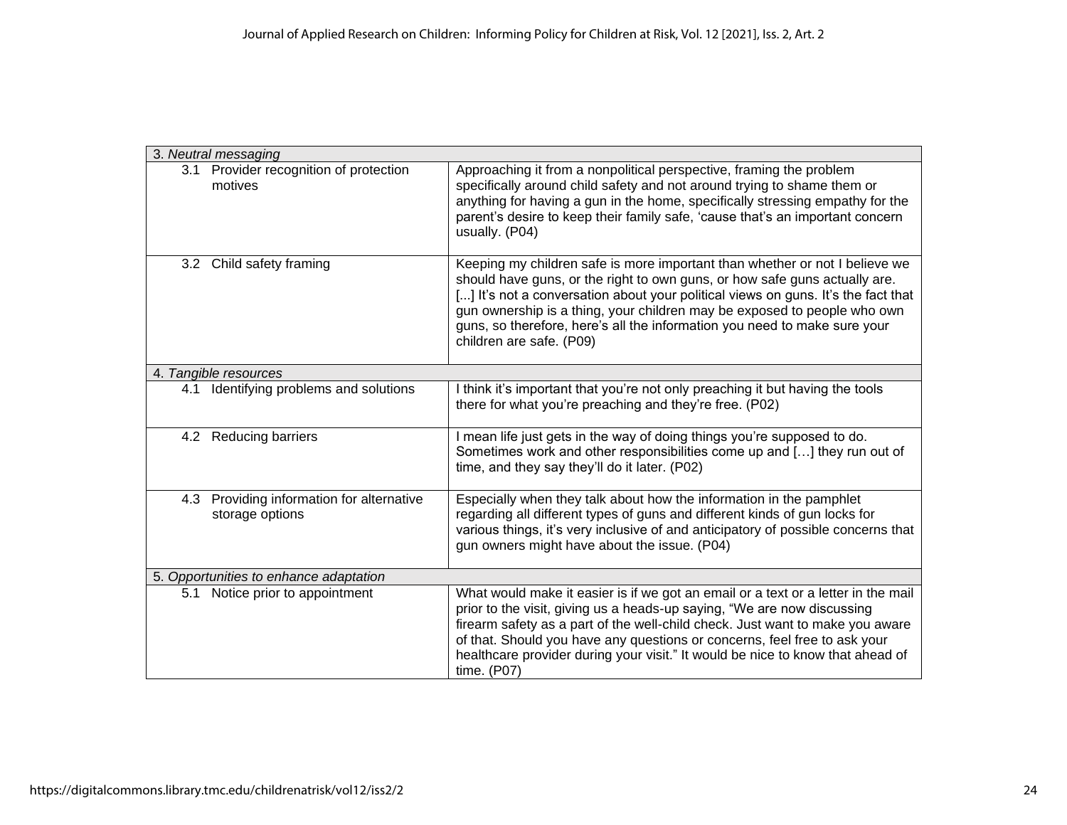| | |
|---|---|
| *3. Neutral messaging* | |
| 3.1 Provider recognition of protection motives | Approaching it from a nonpolitical perspective, framing the problem specifically around child safety and not around trying to shame them or anything for having a gun in the home, specifically stressing empathy for the parent's desire to keep their family safe, 'cause that's an important concern usually. (P04) |
| 3.2 Child safety framing | Keeping my children safe is more important than whether or not I believe we should have guns, or the right to own guns, or how safe guns actually are. [...] It's not a conversation about your political views on guns. It's the fact that gun ownership is a thing, your children may be exposed to people who own guns, so therefore, here's all the information you need to make sure your children are safe. (P09) |
| *4. Tangible resources* | |
| 4.1 Identifying problems and solutions | I think it's important that you're not only preaching it but having the tools there for what you're preaching and they're free. (P02) |
| 4.2 Reducing barriers | I mean life just gets in the way of doing things you're supposed to do. Sometimes work and other responsibilities come up and […] they run out of time, and they say they'll do it later. (P02) |
| 4.3 Providing information for alternative storage options | Especially when they talk about how the information in the pamphlet regarding all different types of guns and different kinds of gun locks for various things, it's very inclusive of and anticipatory of possible concerns that gun owners might have about the issue. (P04) |
| *5. Opportunities to enhance adaptation* | |
| 5.1 Notice prior to appointment | What would make it easier is if we got an email or a text or a letter in the mail prior to the visit, giving us a heads-up saying, "We are now discussing firearm safety as a part of the well-child check. Just want to make you aware of that. Should you have any questions or concerns, feel free to ask your healthcare provider during your visit." It would be nice to know that ahead of time. (P07) |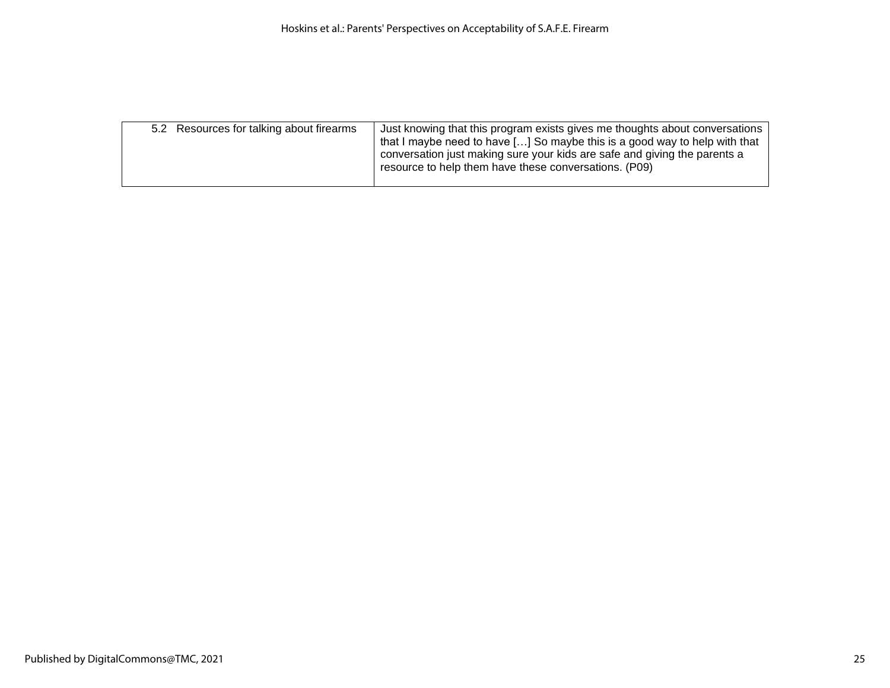| | |
|---|---|
| 5.2 Resources for talking about firearms | Just knowing that this program exists gives me thoughts about conversations that I maybe need to have […] So maybe this is a good way to help with that conversation just making sure your kids are safe and giving the parents a resource to help them have these conversations. (P09) |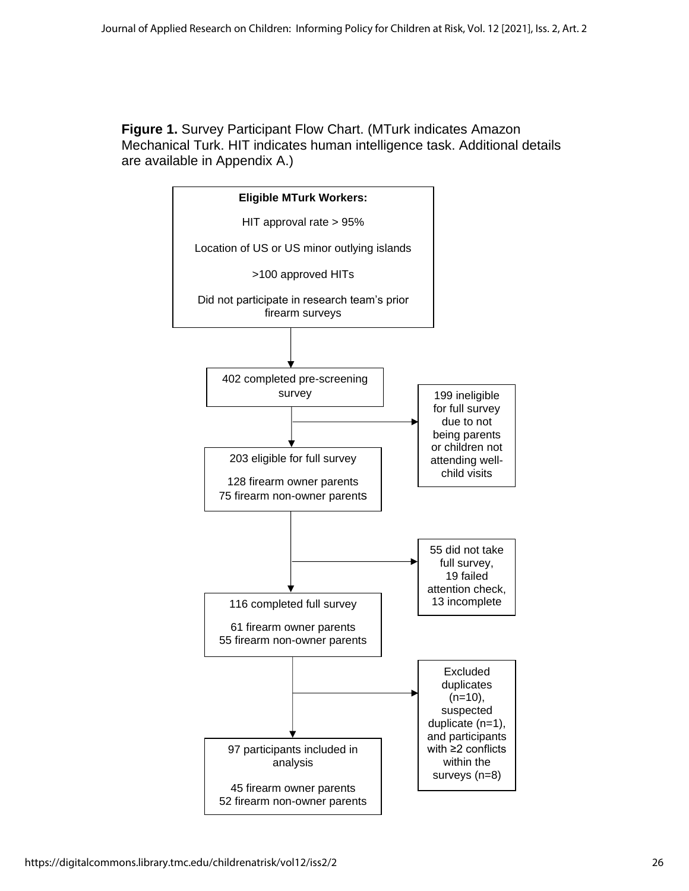**Figure 1.** Survey Participant Flow Chart. (MTurk indicates Amazon Mechanical Turk. HIT indicates human intelligence task. Additional details are available in Appendix A.)

**Eligible MTurk Workers:**

HIT approval rate > 95%

Location of US or US minor outlying islands

>100 approved HITs

Did not participate in research team's prior firearm surveys

↓

402 completed pre-screening survey

→ 199 ineligible for full survey due to not being parents or children not attending well-child visits

↓

203 eligible for full survey

128 firearm owner parents
75 firearm non-owner parents

→ 55 did not take full survey, 19 failed attention check, 13 incomplete

↓

116 completed full survey

61 firearm owner parents
55 firearm non-owner parents

→ Excluded duplicates (n=10), suspected duplicate (n=1), and participants with ≥2 conflicts within the surveys (n=8)

↓

97 participants included in analysis

45 firearm owner parents
52 firearm non-owner parents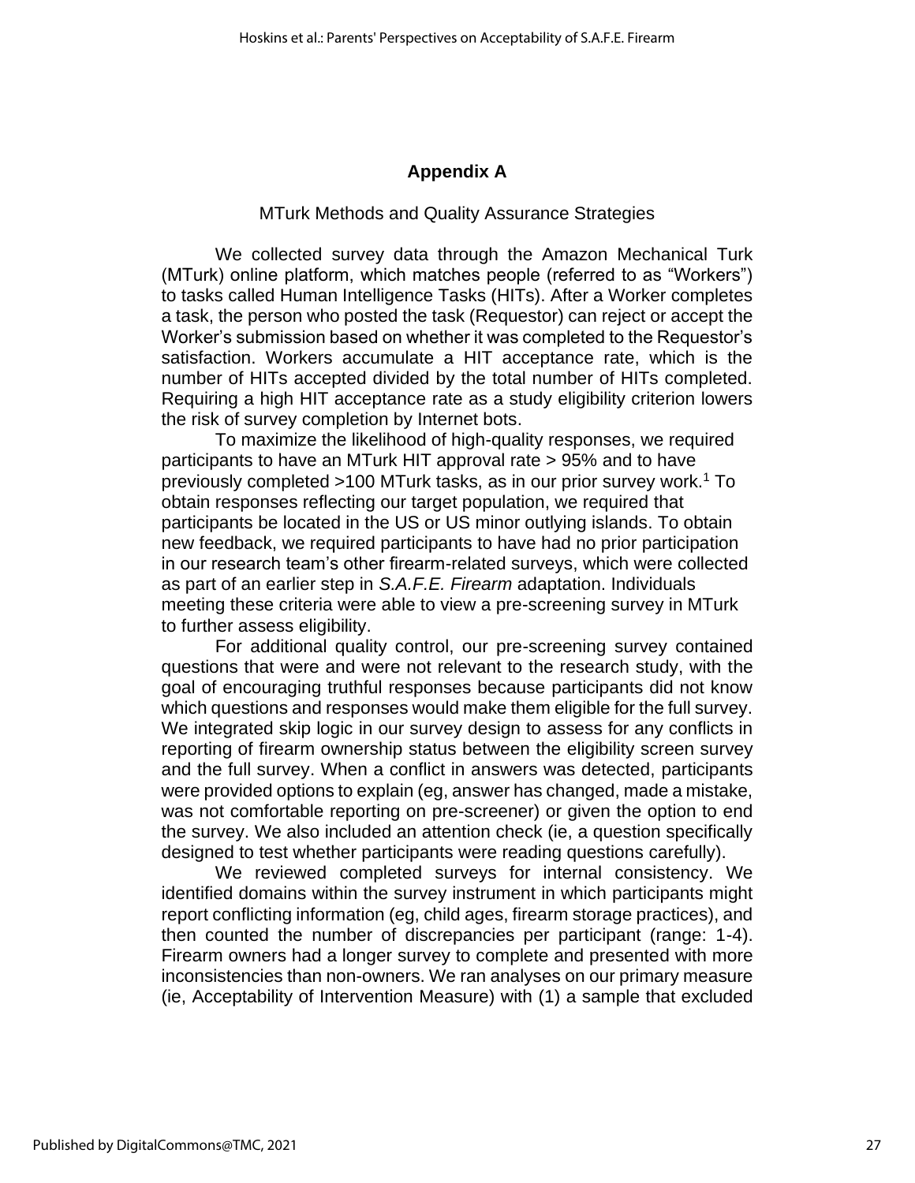## Appendix A

### MTurk Methods and Quality Assurance Strategies

We collected survey data through the Amazon Mechanical Turk (MTurk) online platform, which matches people (referred to as "Workers") to tasks called Human Intelligence Tasks (HITs). After a Worker completes a task, the person who posted the task (Requestor) can reject or accept the Worker's submission based on whether it was completed to the Requestor's satisfaction. Workers accumulate a HIT acceptance rate, which is the number of HITs accepted divided by the total number of HITs completed. Requiring a high HIT acceptance rate as a study eligibility criterion lowers the risk of survey completion by Internet bots.

To maximize the likelihood of high-quality responses, we required participants to have an MTurk HIT approval rate > 95% and to have previously completed >100 MTurk tasks, as in our prior survey work.[1] To obtain responses reflecting our target population, we required that participants be located in the US or US minor outlying islands. To obtain new feedback, we required participants to have had no prior participation in our research team's other firearm-related surveys, which were collected as part of an earlier step in *S.A.F.E. Firearm* adaptation. Individuals meeting these criteria were able to view a pre-screening survey in MTurk to further assess eligibility.

For additional quality control, our pre-screening survey contained questions that were and were not relevant to the research study, with the goal of encouraging truthful responses because participants did not know which questions and responses would make them eligible for the full survey. We integrated skip logic in our survey design to assess for any conflicts in reporting of firearm ownership status between the eligibility screen survey and the full survey. When a conflict in answers was detected, participants were provided options to explain (eg, answer has changed, made a mistake, was not comfortable reporting on pre-screener) or given the option to end the survey. We also included an attention check (ie, a question specifically designed to test whether participants were reading questions carefully).

We reviewed completed surveys for internal consistency. We identified domains within the survey instrument in which participants might report conflicting information (eg, child ages, firearm storage practices), and then counted the number of discrepancies per participant (range: 1-4). Firearm owners had a longer survey to complete and presented with more inconsistencies than non-owners. We ran analyses on our primary measure (ie, Acceptability of Intervention Measure) with (1) a sample that excluded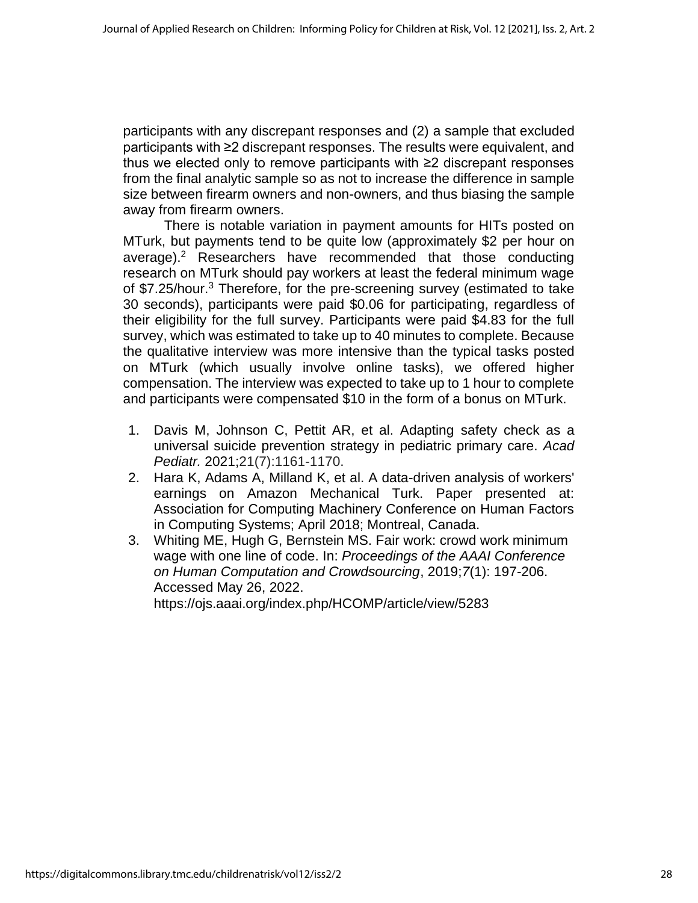participants with any discrepant responses and (2) a sample that excluded participants with ≥2 discrepant responses. The results were equivalent, and thus we elected only to remove participants with ≥2 discrepant responses from the final analytic sample so as not to increase the difference in sample size between firearm owners and non-owners, and thus biasing the sample away from firearm owners.

There is notable variation in payment amounts for HITs posted on MTurk, but payments tend to be quite low (approximately $2 per hour on average).[2] Researchers have recommended that those conducting research on MTurk should pay workers at least the federal minimum wage of $7.25/hour.[3] Therefore, for the pre-screening survey (estimated to take 30 seconds), participants were paid $0.06 for participating, regardless of their eligibility for the full survey. Participants were paid $4.83 for the full survey, which was estimated to take up to 40 minutes to complete. Because the qualitative interview was more intensive than the typical tasks posted on MTurk (which usually involve online tasks), we offered higher compensation. The interview was expected to take up to 1 hour to complete and participants were compensated $10 in the form of a bonus on MTurk.

1. Davis M, Johnson C, Pettit AR, et al. Adapting safety check as a universal suicide prevention strategy in pediatric primary care. *Acad Pediatr.* 2021;21(7):1161-1170.
2. Hara K, Adams A, Milland K, et al. A data-driven analysis of workers' earnings on Amazon Mechanical Turk. Paper presented at: Association for Computing Machinery Conference on Human Factors in Computing Systems; April 2018; Montreal, Canada.
3. Whiting ME, Hugh G, Bernstein MS. Fair work: crowd work minimum wage with one line of code. In: *Proceedings of the AAAI Conference on Human Computation and Crowdsourcing*, 2019;*7*(1): 197-206. Accessed May 26, 2022. https://ojs.aaai.org/index.php/HCOMP/article/view/5283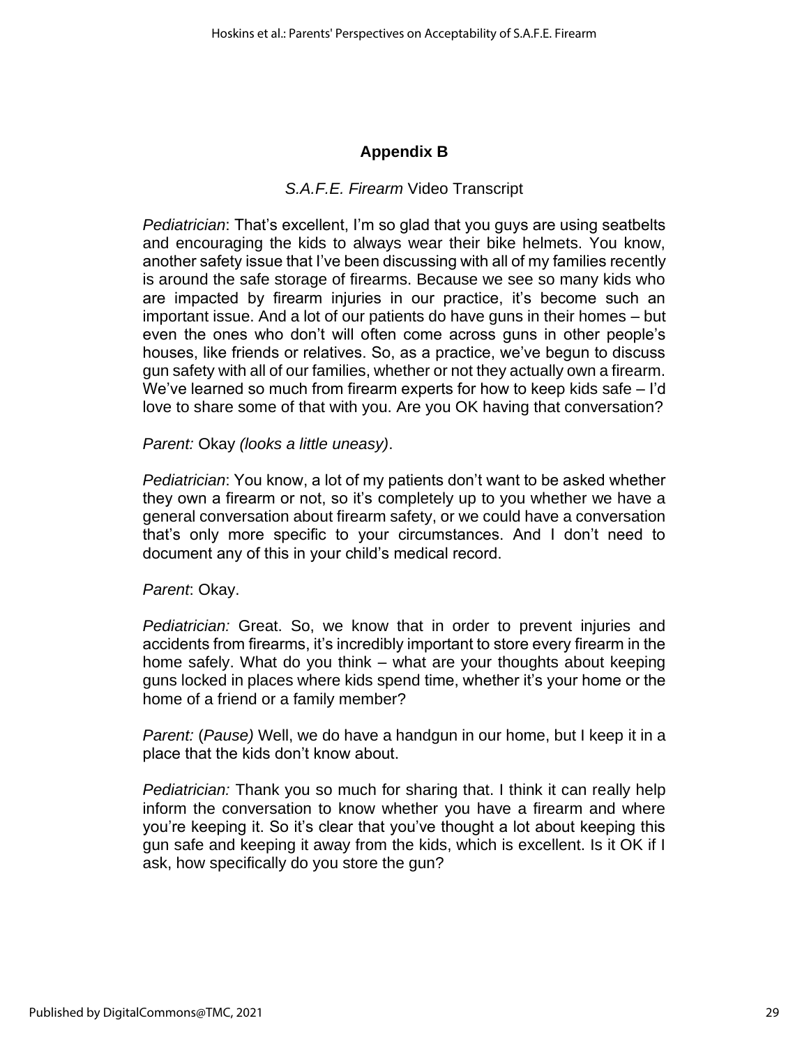## Appendix B

*S.A.F.E. Firearm* Video Transcript

*Pediatrician*: That's excellent, I'm so glad that you guys are using seatbelts and encouraging the kids to always wear their bike helmets. You know, another safety issue that I've been discussing with all of my families recently is around the safe storage of firearms. Because we see so many kids who are impacted by firearm injuries in our practice, it's become such an important issue. And a lot of our patients do have guns in their homes – but even the ones who don't will often come across guns in other people's houses, like friends or relatives. So, as a practice, we've begun to discuss gun safety with all of our families, whether or not they actually own a firearm. We've learned so much from firearm experts for how to keep kids safe – I'd love to share some of that with you. Are you OK having that conversation?

*Parent:* Okay *(looks a little uneasy)*.

*Pediatrician*: You know, a lot of my patients don't want to be asked whether they own a firearm or not, so it's completely up to you whether we have a general conversation about firearm safety, or we could have a conversation that's only more specific to your circumstances. And I don't need to document any of this in your child's medical record.

*Parent*: Okay.

*Pediatrician:* Great. So, we know that in order to prevent injuries and accidents from firearms, it's incredibly important to store every firearm in the home safely. What do you think – what are your thoughts about keeping guns locked in places where kids spend time, whether it's your home or the home of a friend or a family member?

*Parent:* (*Pause)* Well, we do have a handgun in our home, but I keep it in a place that the kids don't know about.

*Pediatrician:* Thank you so much for sharing that. I think it can really help inform the conversation to know whether you have a firearm and where you're keeping it. So it's clear that you've thought a lot about keeping this gun safe and keeping it away from the kids, which is excellent. Is it OK if I ask, how specifically do you store the gun?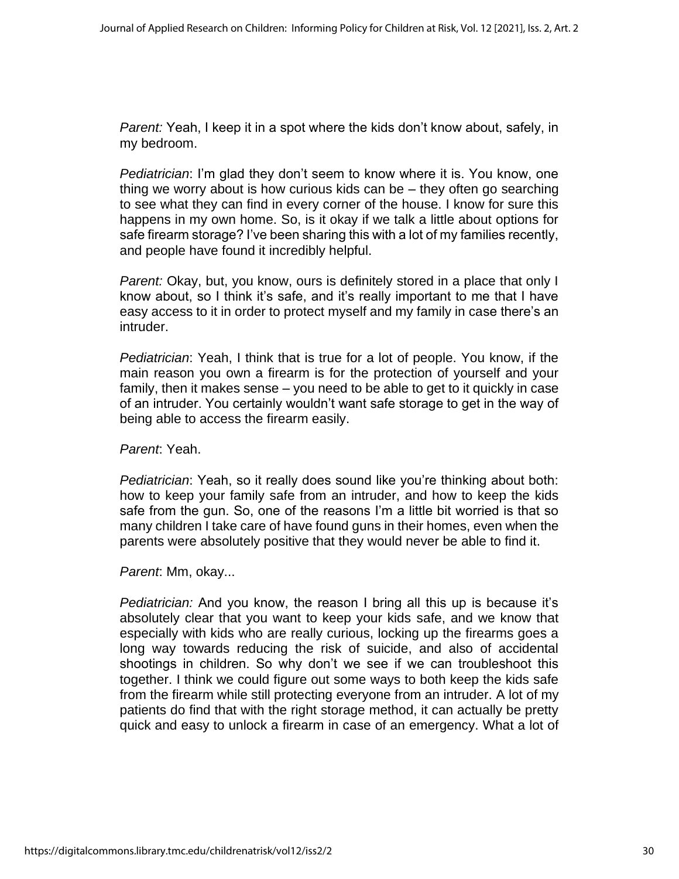*Parent:* Yeah, I keep it in a spot where the kids don't know about, safely, in my bedroom.

*Pediatrician*: I'm glad they don't seem to know where it is. You know, one thing we worry about is how curious kids can be – they often go searching to see what they can find in every corner of the house. I know for sure this happens in my own home. So, is it okay if we talk a little about options for safe firearm storage? I've been sharing this with a lot of my families recently, and people have found it incredibly helpful.

*Parent:* Okay, but, you know, ours is definitely stored in a place that only I know about, so I think it's safe, and it's really important to me that I have easy access to it in order to protect myself and my family in case there's an intruder.

*Pediatrician*: Yeah, I think that is true for a lot of people. You know, if the main reason you own a firearm is for the protection of yourself and your family, then it makes sense – you need to be able to get to it quickly in case of an intruder. You certainly wouldn't want safe storage to get in the way of being able to access the firearm easily.

*Parent*: Yeah.

*Pediatrician*: Yeah, so it really does sound like you're thinking about both: how to keep your family safe from an intruder, and how to keep the kids safe from the gun. So, one of the reasons I'm a little bit worried is that so many children I take care of have found guns in their homes, even when the parents were absolutely positive that they would never be able to find it.

*Parent*: Mm, okay...

*Pediatrician:* And you know, the reason I bring all this up is because it's absolutely clear that you want to keep your kids safe, and we know that especially with kids who are really curious, locking up the firearms goes a long way towards reducing the risk of suicide, and also of accidental shootings in children. So why don't we see if we can troubleshoot this together. I think we could figure out some ways to both keep the kids safe from the firearm while still protecting everyone from an intruder. A lot of my patients do find that with the right storage method, it can actually be pretty quick and easy to unlock a firearm in case of an emergency. What a lot of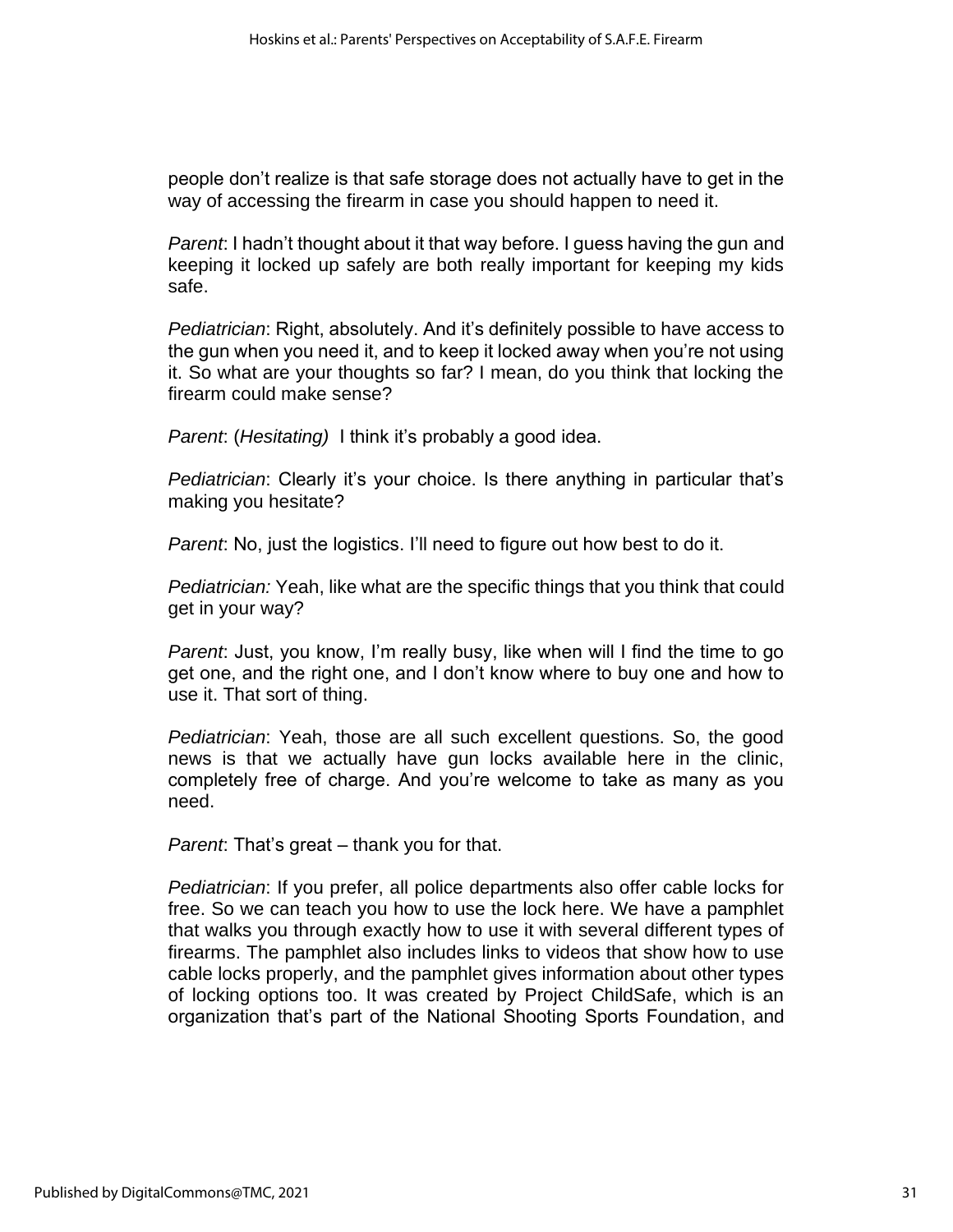people don't realize is that safe storage does not actually have to get in the way of accessing the firearm in case you should happen to need it.

*Parent*: I hadn't thought about it that way before. I guess having the gun and keeping it locked up safely are both really important for keeping my kids safe.

*Pediatrician*: Right, absolutely. And it's definitely possible to have access to the gun when you need it, and to keep it locked away when you're not using it. So what are your thoughts so far? I mean, do you think that locking the firearm could make sense?

*Parent*: (*Hesitating)* I think it's probably a good idea.

*Pediatrician*: Clearly it's your choice. Is there anything in particular that's making you hesitate?

*Parent*: No, just the logistics. I'll need to figure out how best to do it.

*Pediatrician:* Yeah, like what are the specific things that you think that could get in your way?

*Parent*: Just, you know, I'm really busy, like when will I find the time to go get one, and the right one, and I don't know where to buy one and how to use it. That sort of thing.

*Pediatrician*: Yeah, those are all such excellent questions. So, the good news is that we actually have gun locks available here in the clinic, completely free of charge. And you're welcome to take as many as you need.

*Parent*: That's great – thank you for that.

*Pediatrician*: If you prefer, all police departments also offer cable locks for free. So we can teach you how to use the lock here. We have a pamphlet that walks you through exactly how to use it with several different types of firearms. The pamphlet also includes links to videos that show how to use cable locks properly, and the pamphlet gives information about other types of locking options too. It was created by Project ChildSafe, which is an organization that's part of the National Shooting Sports Foundation, and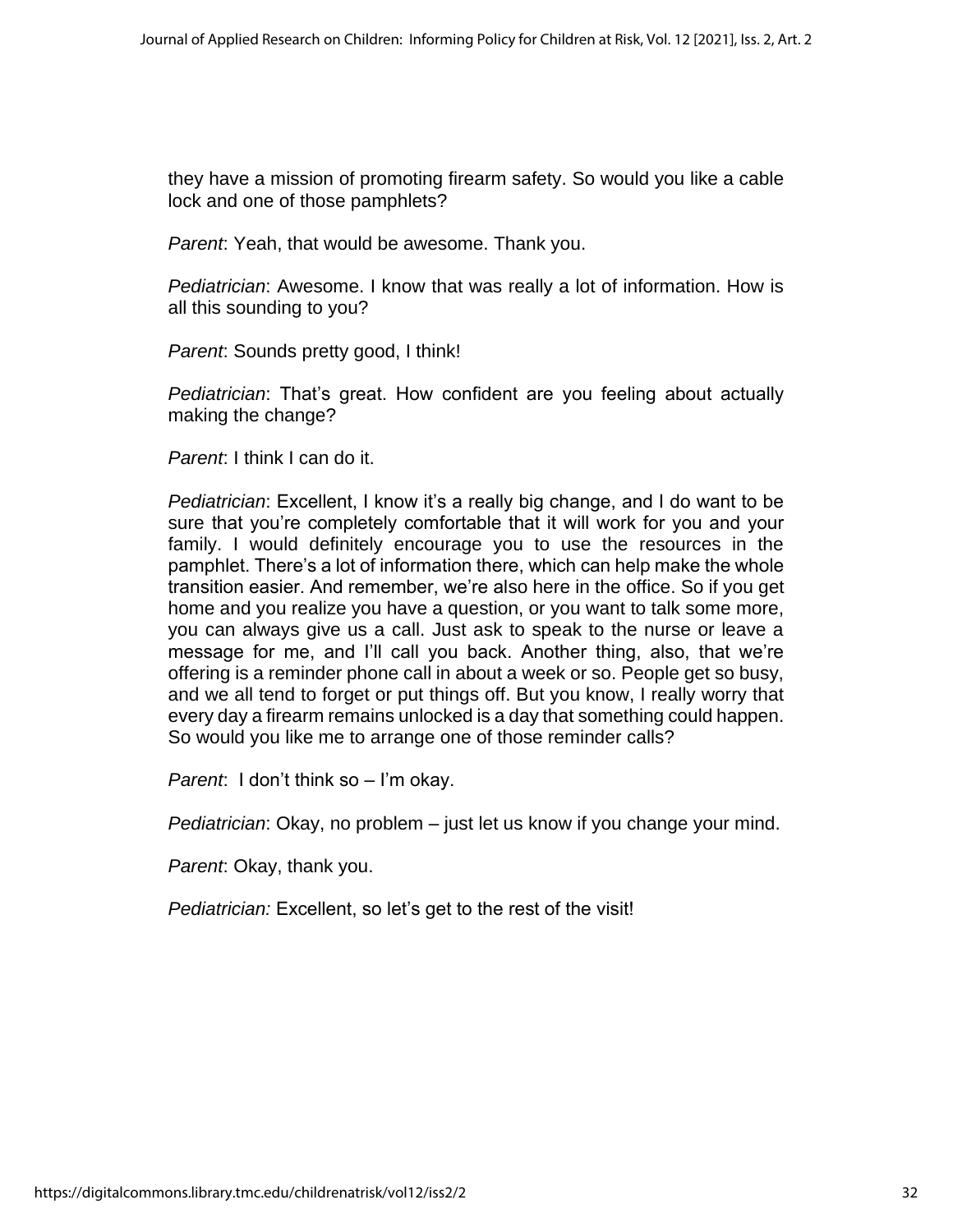they have a mission of promoting firearm safety. So would you like a cable lock and one of those pamphlets?

*Parent*: Yeah, that would be awesome. Thank you.

*Pediatrician*: Awesome. I know that was really a lot of information. How is all this sounding to you?

*Parent*: Sounds pretty good, I think!

*Pediatrician*: That's great. How confident are you feeling about actually making the change?

*Parent*: I think I can do it.

*Pediatrician*: Excellent, I know it's a really big change, and I do want to be sure that you're completely comfortable that it will work for you and your family. I would definitely encourage you to use the resources in the pamphlet. There's a lot of information there, which can help make the whole transition easier. And remember, we're also here in the office. So if you get home and you realize you have a question, or you want to talk some more, you can always give us a call. Just ask to speak to the nurse or leave a message for me, and I'll call you back. Another thing, also, that we're offering is a reminder phone call in about a week or so. People get so busy, and we all tend to forget or put things off. But you know, I really worry that every day a firearm remains unlocked is a day that something could happen. So would you like me to arrange one of those reminder calls?

*Parent*: I don't think so – I'm okay.

*Pediatrician*: Okay, no problem – just let us know if you change your mind.

*Parent*: Okay, thank you.

*Pediatrician:* Excellent, so let's get to the rest of the visit!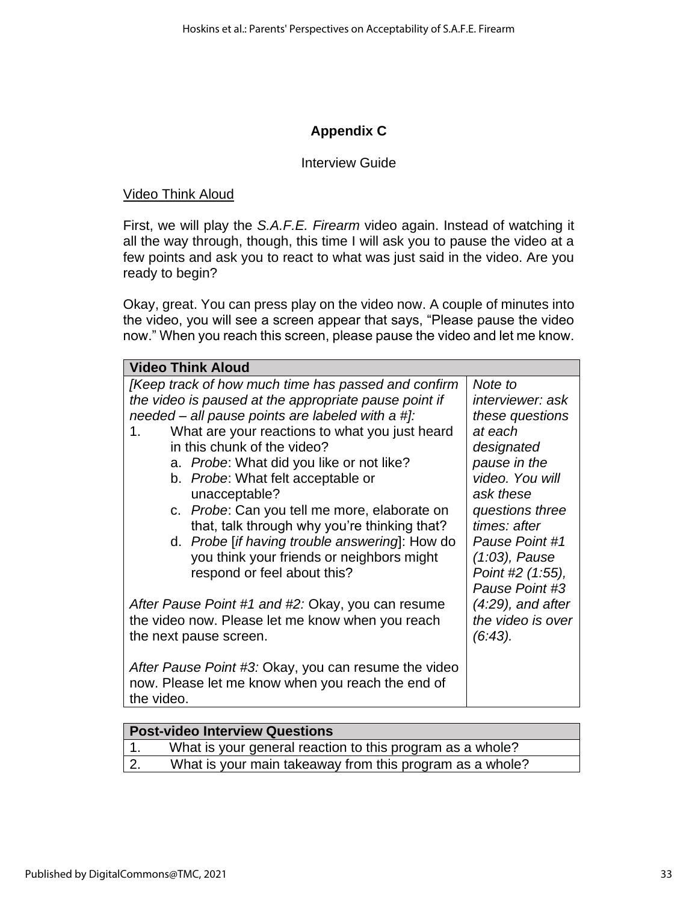# Appendix C

Interview Guide

<u>Video Think Aloud</u>

First, we will play the *S.A.F.E. Firearm* video again. Instead of watching it all the way through, though, this time I will ask you to pause the video at a few points and ask you to react to what was just said in the video. Are you ready to begin?

Okay, great. You can press play on the video now. A couple of minutes into the video, you will see a screen appear that says, "Please pause the video now." When you reach this screen, please pause the video and let me know.

| Video Think Aloud | |
|---|---|
| *[Keep track of how much time has passed and confirm the video is paused at the appropriate pause point if needed – all pause points are labeled with a #]:*<br>1. What are your reactions to what you just heard in this chunk of the video?<br>a. *Probe*: What did you like or not like?<br>b. *Probe*: What felt acceptable or unacceptable?<br>c. *Probe*: Can you tell me more, elaborate on that, talk through why you're thinking that?<br>d. *Probe* [*if having trouble answering*]: How do you think your friends or neighbors might respond or feel about this?<br><br>*After Pause Point #1 and #2:* Okay, you can resume the video now. Please let me know when you reach the next pause screen.<br><br>*After Pause Point #3:* Okay, you can resume the video now. Please let me know when you reach the end of the video. | *Note to interviewer: ask these questions at each designated pause in the video. You will ask these questions three times: after Pause Point #1 (1:03), Pause Point #2 (1:55), Pause Point #3 (4:29), and after the video is over (6:43).* |

| Post-video Interview Questions |
|---|
| 1. What is your general reaction to this program as a whole? |
| 2. What is your main takeaway from this program as a whole? |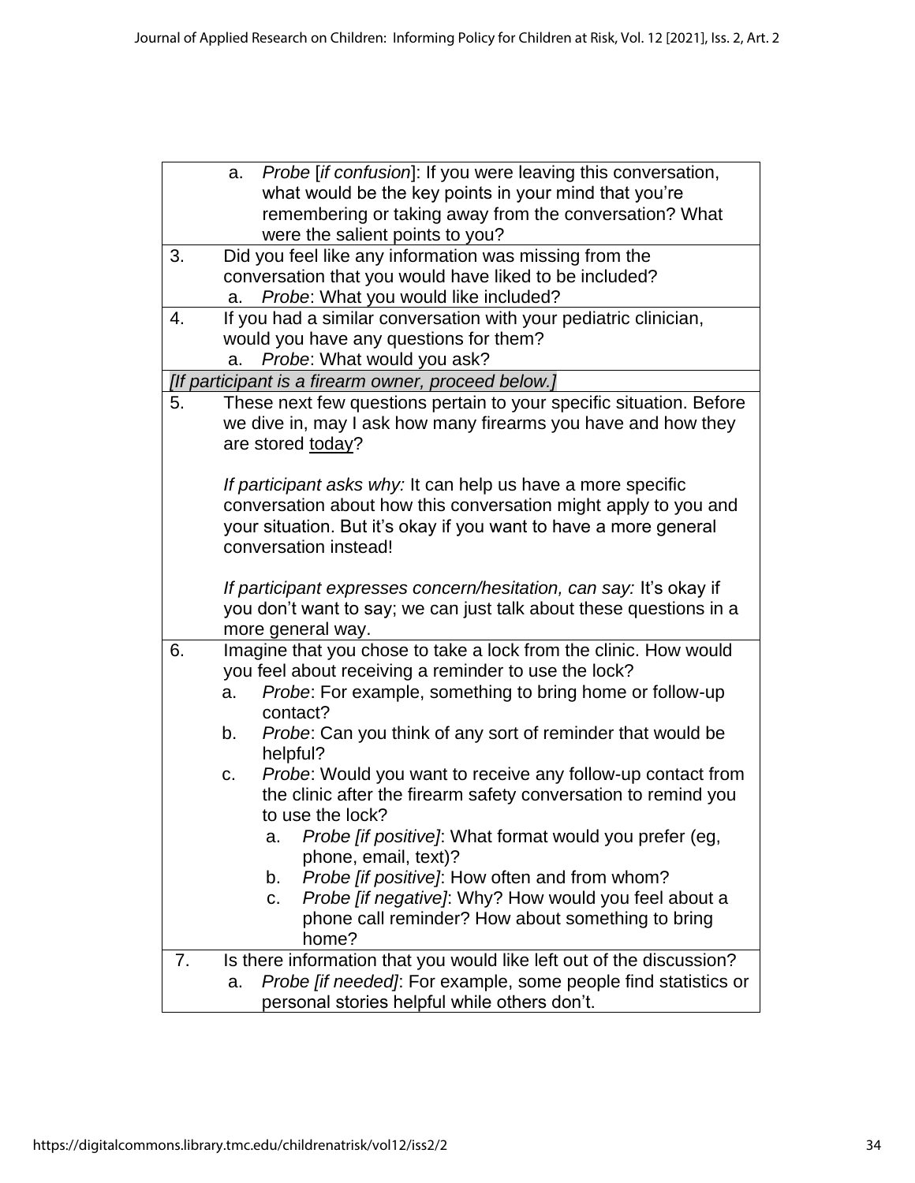a. *Probe* [*if confusion*]: If you were leaving this conversation, what would be the key points in your mind that you're remembering or taking away from the conversation? What were the salient points to you?

3. Did you feel like any information was missing from the conversation that you would have liked to be included?
   a. *Probe*: What you would like included?

4. If you had a similar conversation with your pediatric clinician, would you have any questions for them?
   a. *Probe*: What would you ask?

*[If participant is a firearm owner, proceed below.]*

5. These next few questions pertain to your specific situation. Before we dive in, may I ask how many firearms you have and how they are stored <u>today</u>?

   *If participant asks why:* It can help us have a more specific conversation about how this conversation might apply to you and your situation. But it's okay if you want to have a more general conversation instead!

   *If participant expresses concern/hesitation, can say:* It's okay if you don't want to say; we can just talk about these questions in a more general way.

6. Imagine that you chose to take a lock from the clinic. How would you feel about receiving a reminder to use the lock?
   a. *Probe*: For example, something to bring home or follow-up contact?
   b. *Probe*: Can you think of any sort of reminder that would be helpful?
   c. *Probe*: Would you want to receive any follow-up contact from the clinic after the firearm safety conversation to remind you to use the lock?
      a. *Probe [if positive]*: What format would you prefer (eg, phone, email, text)?
      b. *Probe [if positive]*: How often and from whom?
      c. *Probe [if negative]*: Why? How would you feel about a phone call reminder? How about something to bring home?

7. Is there information that you would like left out of the discussion?
   a. *Probe [if needed]*: For example, some people find statistics or personal stories helpful while others don't.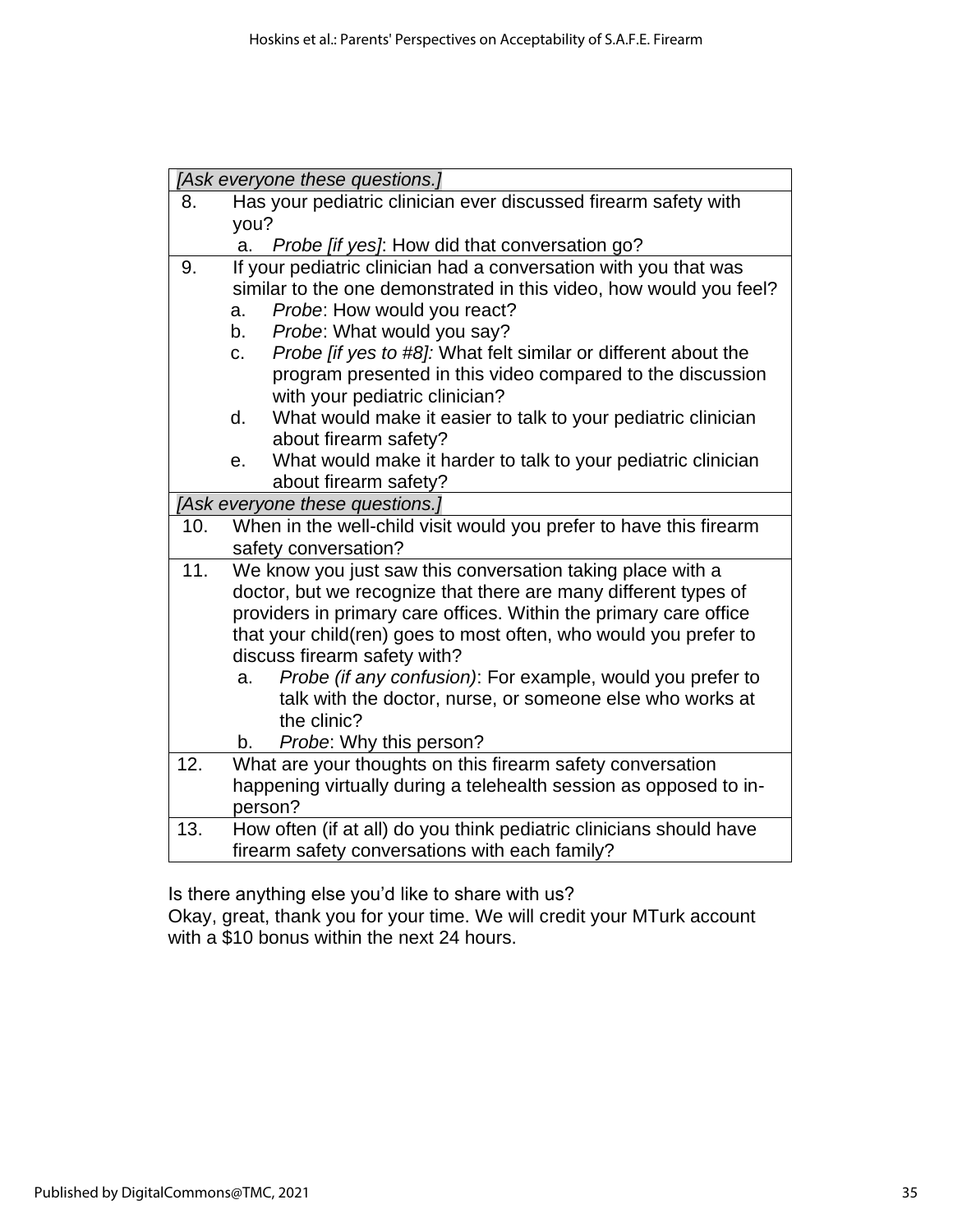| | |
|---|---|
| *[Ask everyone these questions.]* | |
| 8. | Has your pediatric clinician ever discussed firearm safety with you?<br>a. *Probe [if yes]*: How did that conversation go? |
| 9. | If your pediatric clinician had a conversation with you that was similar to the one demonstrated in this video, how would you feel?<br>a. *Probe*: How would you react?<br>b. *Probe*: What would you say?<br>c. *Probe [if yes to #8]:* What felt similar or different about the program presented in this video compared to the discussion with your pediatric clinician?<br>d. What would make it easier to talk to your pediatric clinician about firearm safety?<br>e. What would make it harder to talk to your pediatric clinician about firearm safety? |
| *[Ask everyone these questions.]* | |
| 10. | When in the well-child visit would you prefer to have this firearm safety conversation? |
| 11. | We know you just saw this conversation taking place with a doctor, but we recognize that there are many different types of providers in primary care offices. Within the primary care office that your child(ren) goes to most often, who would you prefer to discuss firearm safety with?<br>a. *Probe (if any confusion)*: For example, would you prefer to talk with the doctor, nurse, or someone else who works at the clinic?<br>b. *Probe*: Why this person? |
| 12. | What are your thoughts on this firearm safety conversation happening virtually during a telehealth session as opposed to in-person? |
| 13. | How often (if at all) do you think pediatric clinicians should have firearm safety conversations with each family? |

Is there anything else you'd like to share with us?
Okay, great, thank you for your time. We will credit your MTurk account with a $10 bonus within the next 24 hours.